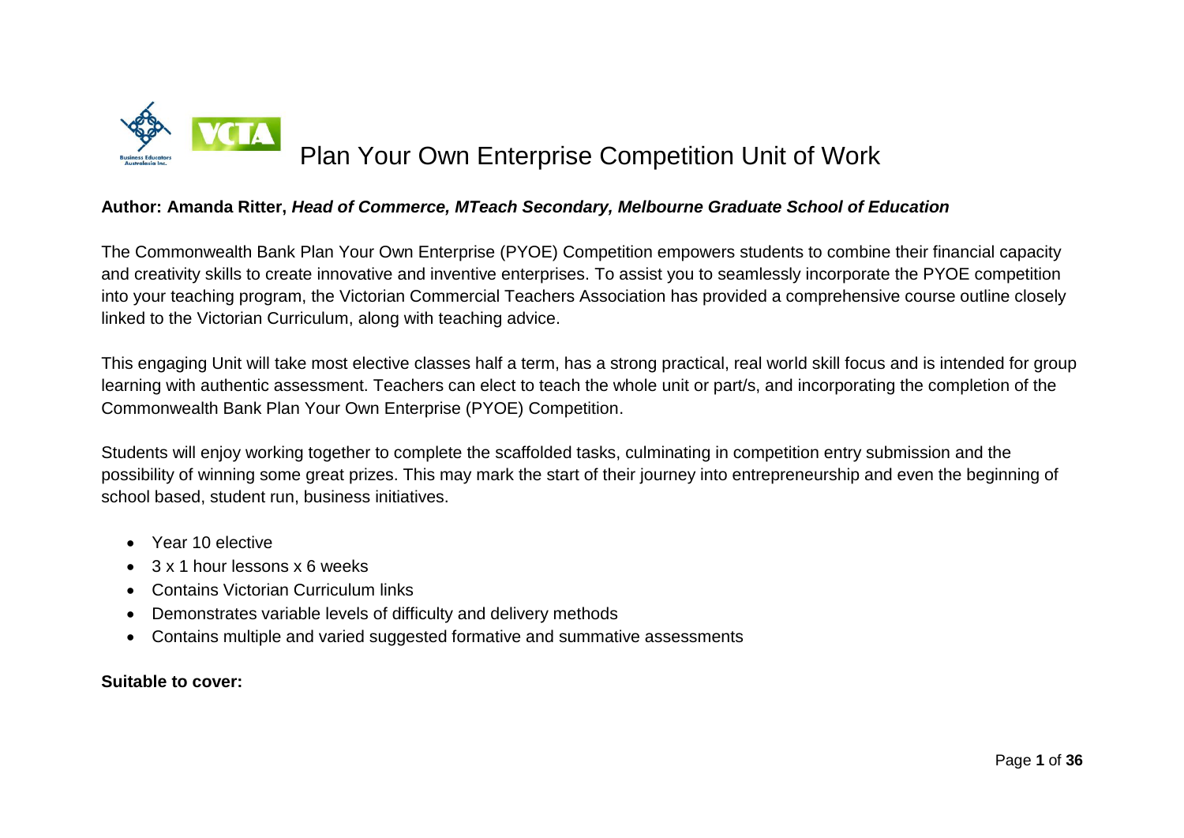# Plan Your Own Enterprise Competition Unit of Work

**Author: Amanda Ritter,** ***Head of Commerce, MTeach Secondary, Melbourne Graduate School of Education***

The Commonwealth Bank Plan Your Own Enterprise (PYOE) Competition empowers students to combine their financial capacity and creativity skills to create innovative and inventive enterprises. To assist you to seamlessly incorporate the PYOE competition into your teaching program, the Victorian Commercial Teachers Association has provided a comprehensive course outline closely linked to the Victorian Curriculum, along with teaching advice.

This engaging Unit will take most elective classes half a term, has a strong practical, real world skill focus and is intended for group learning with authentic assessment. Teachers can elect to teach the whole unit or part/s, and incorporating the completion of the Commonwealth Bank Plan Your Own Enterprise (PYOE) Competition.

Students will enjoy working together to complete the scaffolded tasks, culminating in competition entry submission and the possibility of winning some great prizes. This may mark the start of their journey into entrepreneurship and even the beginning of school based, student run, business initiatives.

- Year 10 elective
- 3 x 1 hour lessons x 6 weeks
- Contains Victorian Curriculum links
- Demonstrates variable levels of difficulty and delivery methods
- Contains multiple and varied suggested formative and summative assessments

**Suitable to cover:**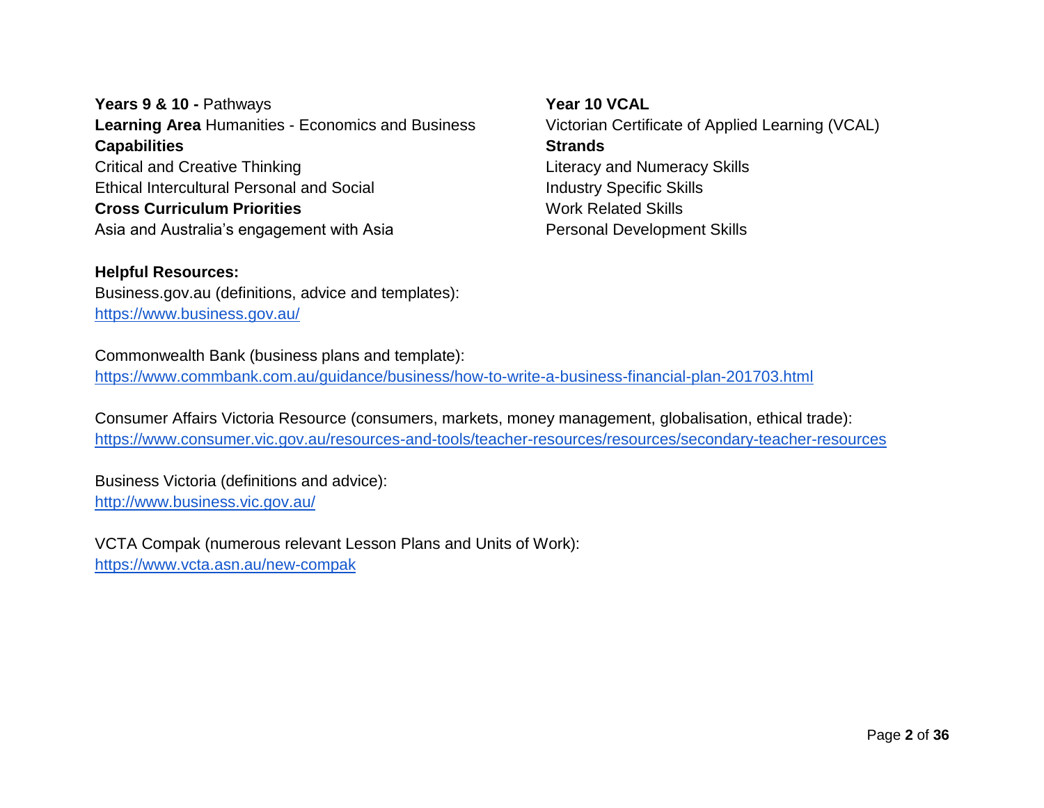**Years 9 & 10 -** Pathways
**Learning Area** Humanities - Economics and Business
**Capabilities**
Critical and Creative Thinking
Ethical Intercultural Personal and Social
**Cross Curriculum Priorities**
Asia and Australia's engagement with Asia

**Year 10 VCAL**
Victorian Certificate of Applied Learning (VCAL)
**Strands**
Literacy and Numeracy Skills
Industry Specific Skills
Work Related Skills
Personal Development Skills

**Helpful Resources:**
Business.gov.au (definitions, advice and templates):
https://www.business.gov.au/

Commonwealth Bank (business plans and template):
https://www.commbank.com.au/guidance/business/how-to-write-a-business-financial-plan-201703.html

Consumer Affairs Victoria Resource (consumers, markets, money management, globalisation, ethical trade):
https://www.consumer.vic.gov.au/resources-and-tools/teacher-resources/resources/secondary-teacher-resources

Business Victoria (definitions and advice):
http://www.business.vic.gov.au/

VCTA Compak (numerous relevant Lesson Plans and Units of Work):
https://www.vcta.asn.au/new-compak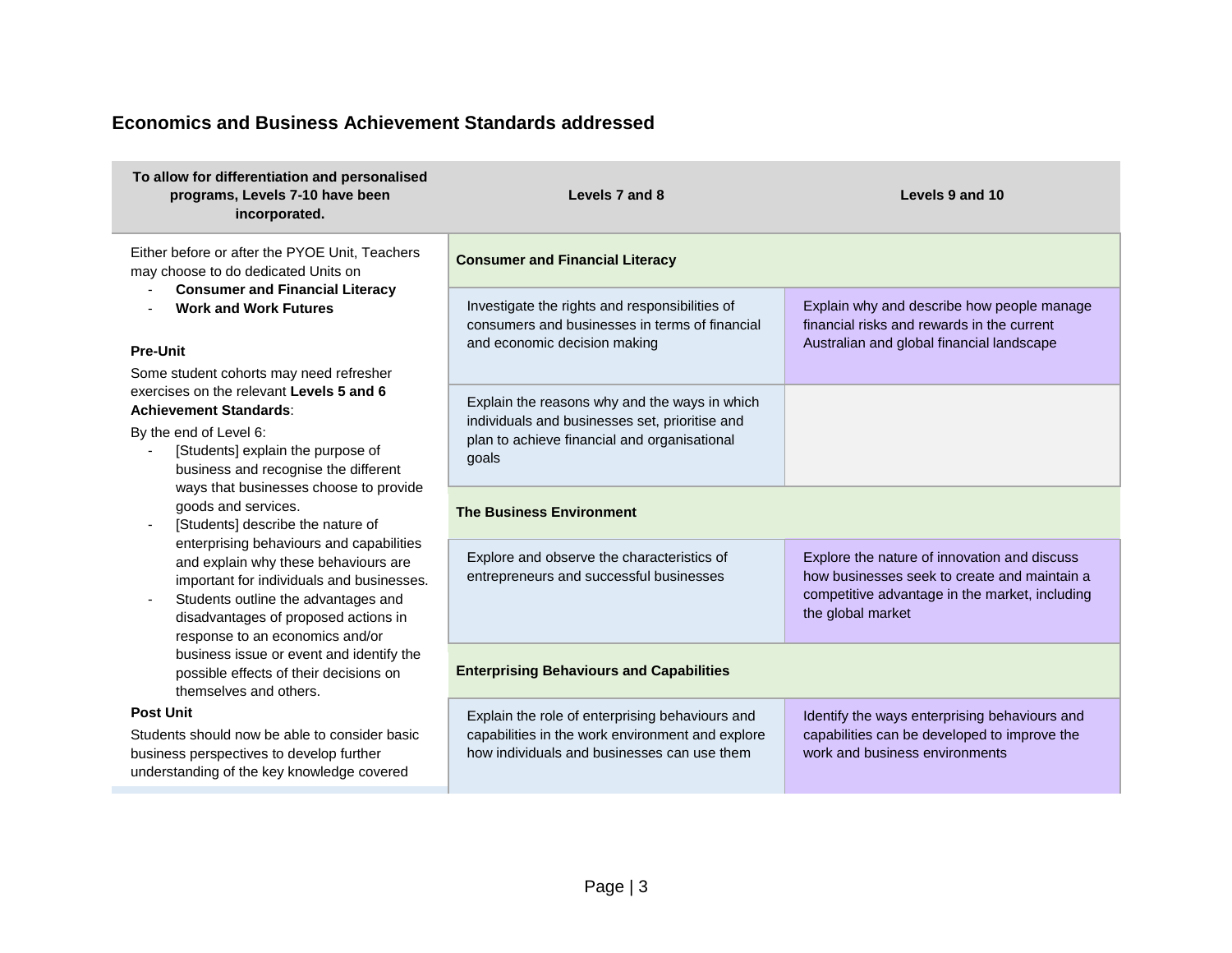## Economics and Business Achievement Standards addressed

| To allow for differentiation and personalised programs, Levels 7-10 have been incorporated. | Levels 7 and 8 | Levels 9 and 10 |
|---|---|---|
| Either before or after the PYOE Unit, Teachers may choose to do dedicated Units on<br>- **Consumer and Financial Literacy**<br>- **Work and Work Futures**<br><br>**Pre-Unit**<br>Some student cohorts may need refresher exercises on the relevant **Levels 5 and 6 Achievement Standards**:<br>By the end of Level 6:<br>- [Students] explain the purpose of business and recognise the different ways that businesses choose to provide goods and services.<br>- [Students] describe the nature of enterprising behaviours and capabilities and explain why these behaviours are important for individuals and businesses.<br>- Students outline the advantages and disadvantages of proposed actions in response to an economics and/or business issue or event and identify the possible effects of their decisions on themselves and others.<br><br>**Post Unit**<br>Students should now be able to consider basic business perspectives to develop further understanding of the key knowledge covered | **Consumer and Financial Literacy** | |
| | Investigate the rights and responsibilities of consumers and businesses in terms of financial and economic decision making | Explain why and describe how people manage financial risks and rewards in the current Australian and global financial landscape |
| | Explain the reasons why and the ways in which individuals and businesses set, prioritise and plan to achieve financial and organisational goals | |
| | **The Business Environment** | |
| | Explore and observe the characteristics of entrepreneurs and successful businesses | Explore the nature of innovation and discuss how businesses seek to create and maintain a competitive advantage in the market, including the global market |
| | **Enterprising Behaviours and Capabilities** | |
| | Explain the role of enterprising behaviours and capabilities in the work environment and explore how individuals and businesses can use them | Identify the ways enterprising behaviours and capabilities can be developed to improve the work and business environments |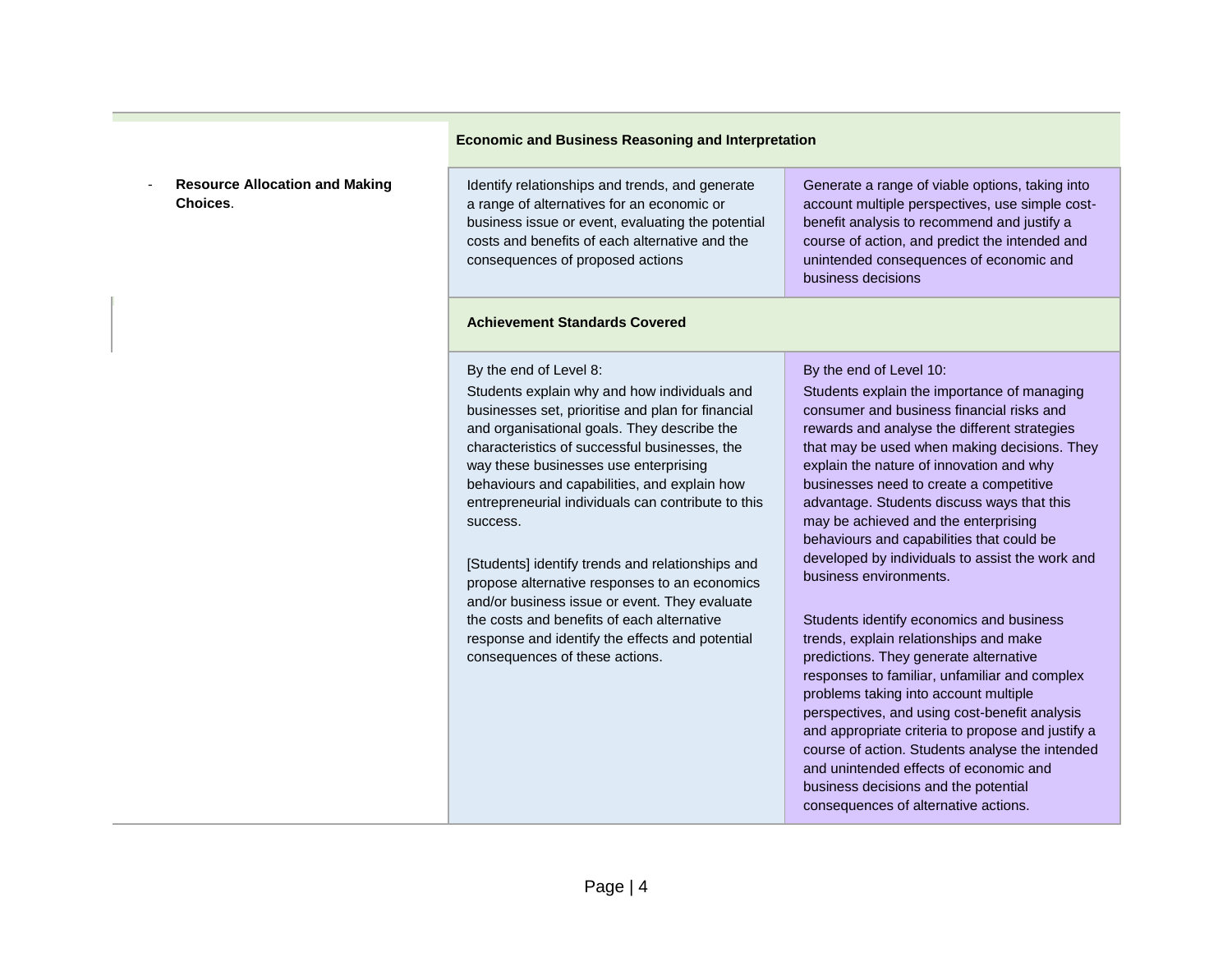| | Economic and Business Reasoning and Interpretation | |
|---|---|---|
| - **Resource Allocation and Making Choices**. | Identify relationships and trends, and generate a range of alternatives for an economic or business issue or event, evaluating the potential costs and benefits of each alternative and the consequences of proposed actions | Generate a range of viable options, taking into account multiple perspectives, use simple cost-benefit analysis to recommend and justify a course of action, and predict the intended and unintended consequences of economic and business decisions |
| | **Achievement Standards Covered** | |
| | By the end of Level 8:<br>Students explain why and how individuals and businesses set, prioritise and plan for financial and organisational goals. They describe the characteristics of successful businesses, the way these businesses use enterprising behaviours and capabilities, and explain how entrepreneurial individuals can contribute to this success.<br><br>[Students] identify trends and relationships and propose alternative responses to an economics and/or business issue or event. They evaluate the costs and benefits of each alternative response and identify the effects and potential consequences of these actions. | By the end of Level 10:<br>Students explain the importance of managing consumer and business financial risks and rewards and analyse the different strategies that may be used when making decisions. They explain the nature of innovation and why businesses need to create a competitive advantage. Students discuss ways that this may be achieved and the enterprising behaviours and capabilities that could be developed by individuals to assist the work and business environments.<br><br>Students identify economics and business trends, explain relationships and make predictions. They generate alternative responses to familiar, unfamiliar and complex problems taking into account multiple perspectives, and using cost-benefit analysis and appropriate criteria to propose and justify a course of action. Students analyse the intended and unintended effects of economic and business decisions and the potential consequences of alternative actions. |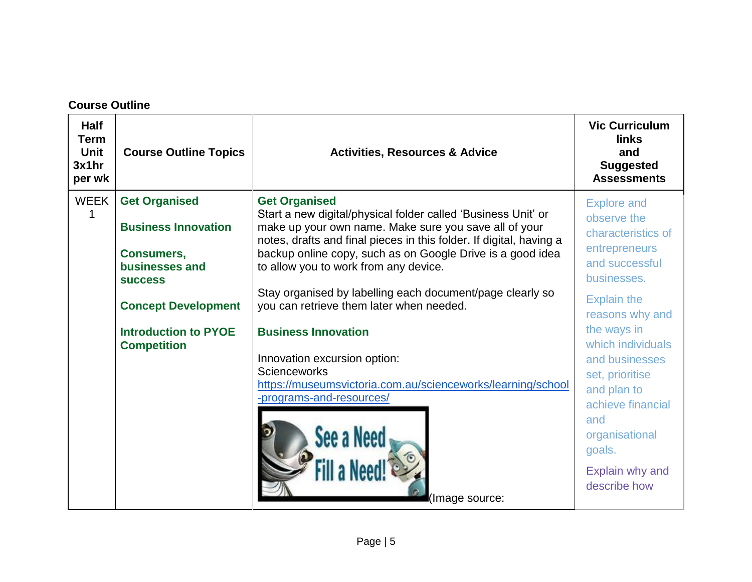**Course Outline**

| Half Term Unit 3x1hr per wk | Course Outline Topics | Activities, Resources & Advice | Vic Curriculum links and Suggested Assessments |
|---|---|---|---|
| WEEK 1 | **Get Organised**<br><br>**Business Innovation**<br><br>**Consumers, businesses and success**<br><br>**Concept Development**<br><br>**Introduction to PYOE Competition** | **Get Organised**<br>Start a new digital/physical folder called 'Business Unit' or make up your own name. Make sure you save all of your notes, drafts and final pieces in this folder. If digital, having a backup online copy, such as on Google Drive is a good idea to allow you to work from any device.<br><br>Stay organised by labelling each document/page clearly so you can retrieve them later when needed.<br><br>**Business Innovation**<br><br>Innovation excursion option:<br>Scienceworks<br>[https://museumsvictoria.com.au/scienceworks/learning/school-programs-and-resources/](https://museumsvictoria.com.au/scienceworks/learning/school-programs-and-resources/)<br><br>(Image source: | Explore and observe the characteristics of entrepreneurs and successful businesses.<br><br>Explain the reasons why and the ways in which individuals and businesses set, prioritise and plan to achieve financial and organisational goals.<br><br>Explain why and describe how |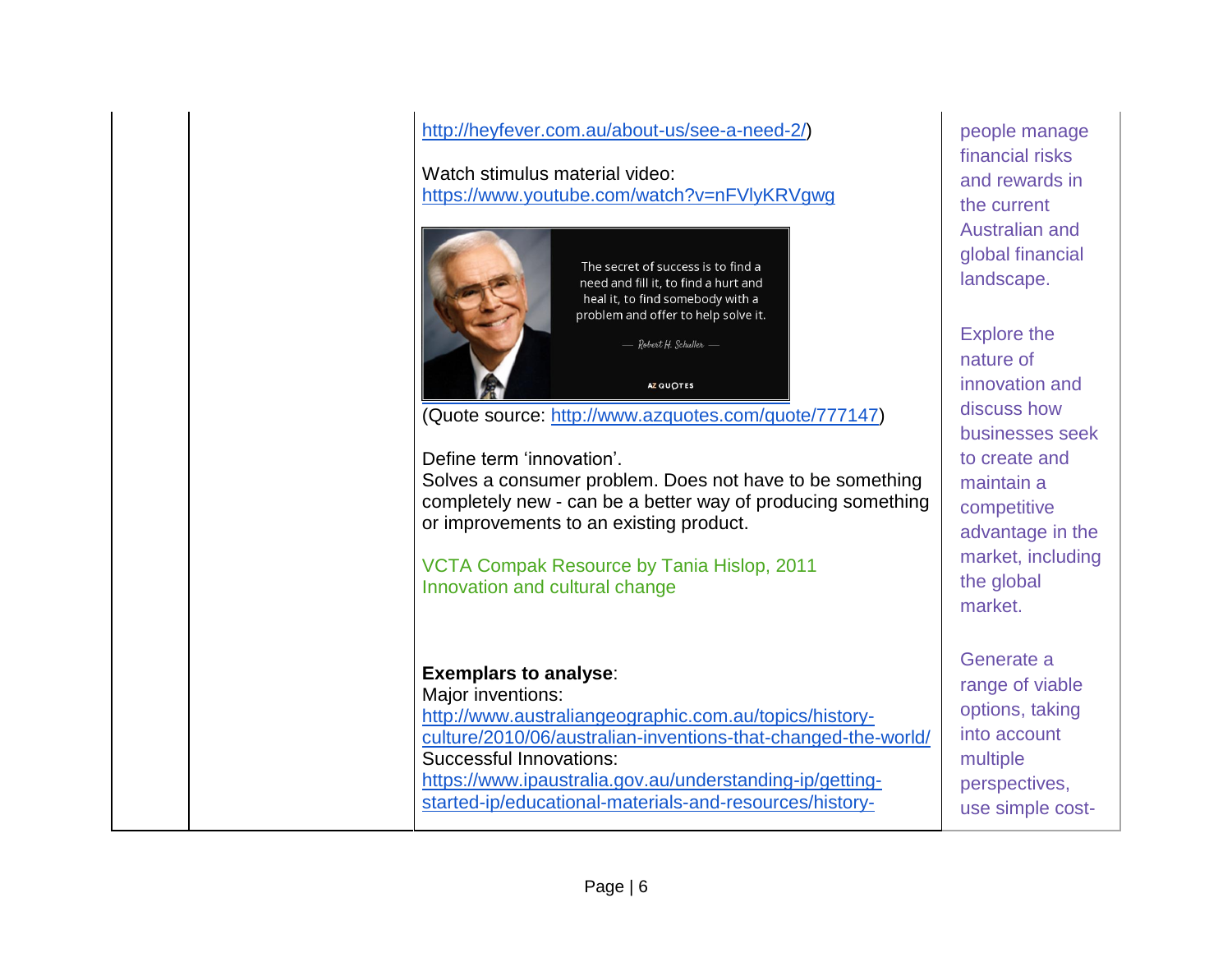| | | | |
|---|---|---|---|
| | | http://heyfever.com.au/about-us/see-a-need-2/)<br><br>Watch stimulus material video: https://www.youtube.com/watch?v=nFVlyKRVgwg<br><br>The secret of success is to find a need and fill it, to find a hurt and heal it, to find somebody with a problem and offer to help solve it. — Robert H. Schuller — AZ QUOTES<br>(Quote source: http://www.azquotes.com/quote/777147)<br><br>Define term 'innovation'.<br>Solves a consumer problem. Does not have to be something completely new - can be a better way of producing something or improvements to an existing product.<br><br>VCTA Compak Resource by Tania Hislop, 2011<br>Innovation and cultural change<br><br>**Exemplars to analyse**:<br>Major inventions:<br>http://www.australiangeographic.com.au/topics/history-culture/2010/06/australian-inventions-that-changed-the-world/<br>Successful Innovations:<br>https://www.ipaustralia.gov.au/understanding-ip/getting-started-ip/educational-materials-and-resources/history- | people manage financial risks and rewards in the current Australian and global financial landscape.<br><br>Explore the nature of innovation and discuss how businesses seek to create and maintain a competitive advantage in the market, including the global market.<br><br>Generate a range of viable options, taking into account multiple perspectives, use simple cost- |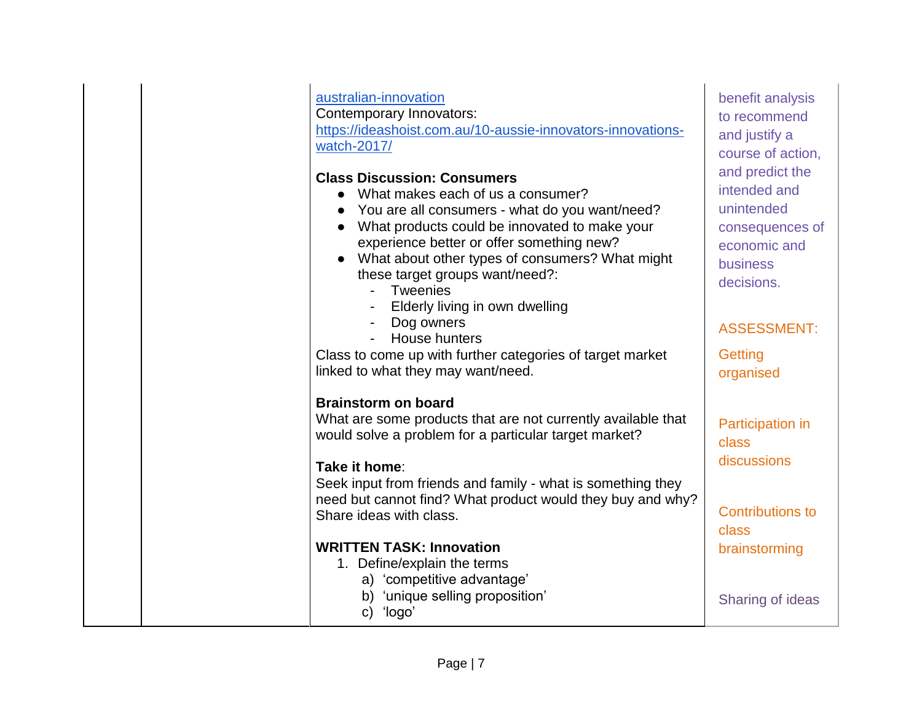| | | | |
|---|---|---|---|
| | | australian-innovation<br>Contemporary Innovators:<br>https://ideashoist.com.au/10-aussie-innovators-innovations-watch-2017/<br><br>**Class Discussion: Consumers**<br>● What makes each of us a consumer?<br>● You are all consumers - what do you want/need?<br>● What products could be innovated to make your experience better or offer something new?<br>● What about other types of consumers? What might these target groups want/need?:<br>- Tweenies<br>- Elderly living in own dwelling<br>- Dog owners<br>- House hunters<br>Class to come up with further categories of target market linked to what they may want/need.<br><br>**Brainstorm on board**<br>What are some products that are not currently available that would solve a problem for a particular target market?<br><br>**Take it home**:<br>Seek input from friends and family - what is something they need but cannot find? What product would they buy and why? Share ideas with class.<br><br>**WRITTEN TASK: Innovation**<br>1. Define/explain the terms<br>a) 'competitive advantage'<br>b) 'unique selling proposition'<br>c) 'logo' | benefit analysis to recommend and justify a course of action, and predict the intended and unintended consequences of economic and business decisions.<br><br>ASSESSMENT:<br><br>Getting organised<br><br>Participation in class discussions<br><br>Contributions to class brainstorming<br><br>Sharing of ideas |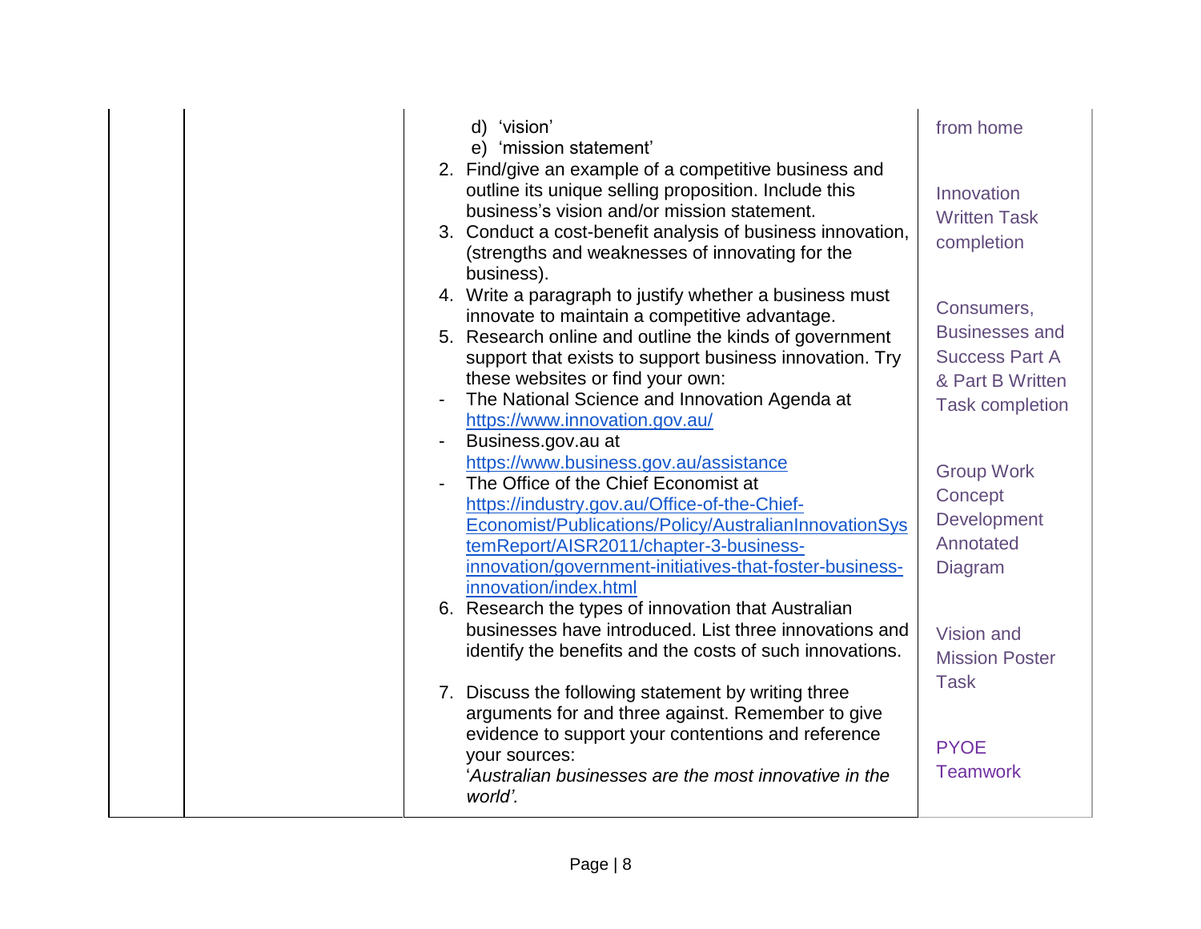|  |  | d) 'vision'<br>e) 'mission statement'<br>2. Find/give an example of a competitive business and outline its unique selling proposition. Include this business's vision and/or mission statement.<br>3. Conduct a cost-benefit analysis of business innovation, (strengths and weaknesses of innovating for the business).<br>4. Write a paragraph to justify whether a business must innovate to maintain a competitive advantage.<br>5. Research online and outline the kinds of government support that exists to support business innovation. Try these websites or find your own:<br>- The National Science and Innovation Agenda at https://www.innovation.gov.au/<br>- Business.gov.au at https://www.business.gov.au/assistance<br>- The Office of the Chief Economist at https://industry.gov.au/Office-of-the-Chief-Economist/Publications/Policy/AustralianInnovationSystemReport/AISR2011/chapter-3-business-innovation/government-initiatives-that-foster-business-innovation/index.html<br>6. Research the types of innovation that Australian businesses have introduced. List three innovations and identify the benefits and the costs of such innovations.<br>7. Discuss the following statement by writing three arguments for and three against. Remember to give evidence to support your contentions and reference your sources:<br>'*Australian businesses are the most innovative in the world'.* | from home<br><br>Innovation Written Task completion<br><br>Consumers, Businesses and Success Part A & Part B Written Task completion<br><br>Group Work Concept Development Annotated Diagram<br><br>Vision and Mission Poster Task<br><br>PYOE Teamwork |
|---|---|---|---|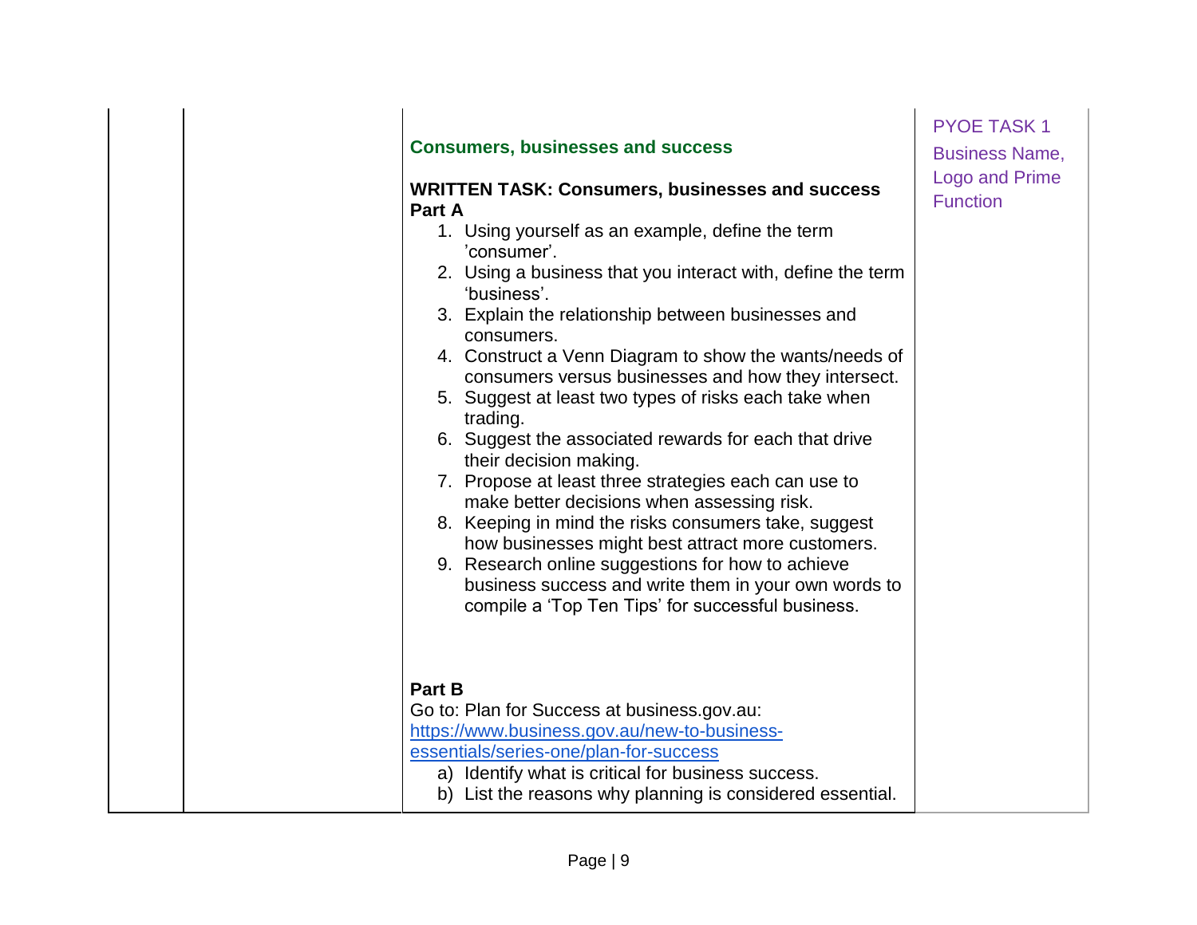| | | | |
|---|---|---|---|
| | | **Consumers, businesses and success**<br><br>**WRITTEN TASK: Consumers, businesses and success**<br>**Part A**<br>1. Using yourself as an example, define the term 'consumer'.<br>2. Using a business that you interact with, define the term 'business'.<br>3. Explain the relationship between businesses and consumers.<br>4. Construct a Venn Diagram to show the wants/needs of consumers versus businesses and how they intersect.<br>5. Suggest at least two types of risks each take when trading.<br>6. Suggest the associated rewards for each that drive their decision making.<br>7. Propose at least three strategies each can use to make better decisions when assessing risk.<br>8. Keeping in mind the risks consumers take, suggest how businesses might best attract more customers.<br>9. Research online suggestions for how to achieve business success and write them in your own words to compile a 'Top Ten Tips' for successful business.<br><br>**Part B**<br>Go to: Plan for Success at business.gov.au: [https://www.business.gov.au/new-to-business-essentials/series-one/plan-for-success](https://www.business.gov.au/new-to-business-essentials/series-one/plan-for-success)<br>a) Identify what is critical for business success.<br>b) List the reasons why planning is considered essential. | PYOE TASK 1<br>Business Name, Logo and Prime Function |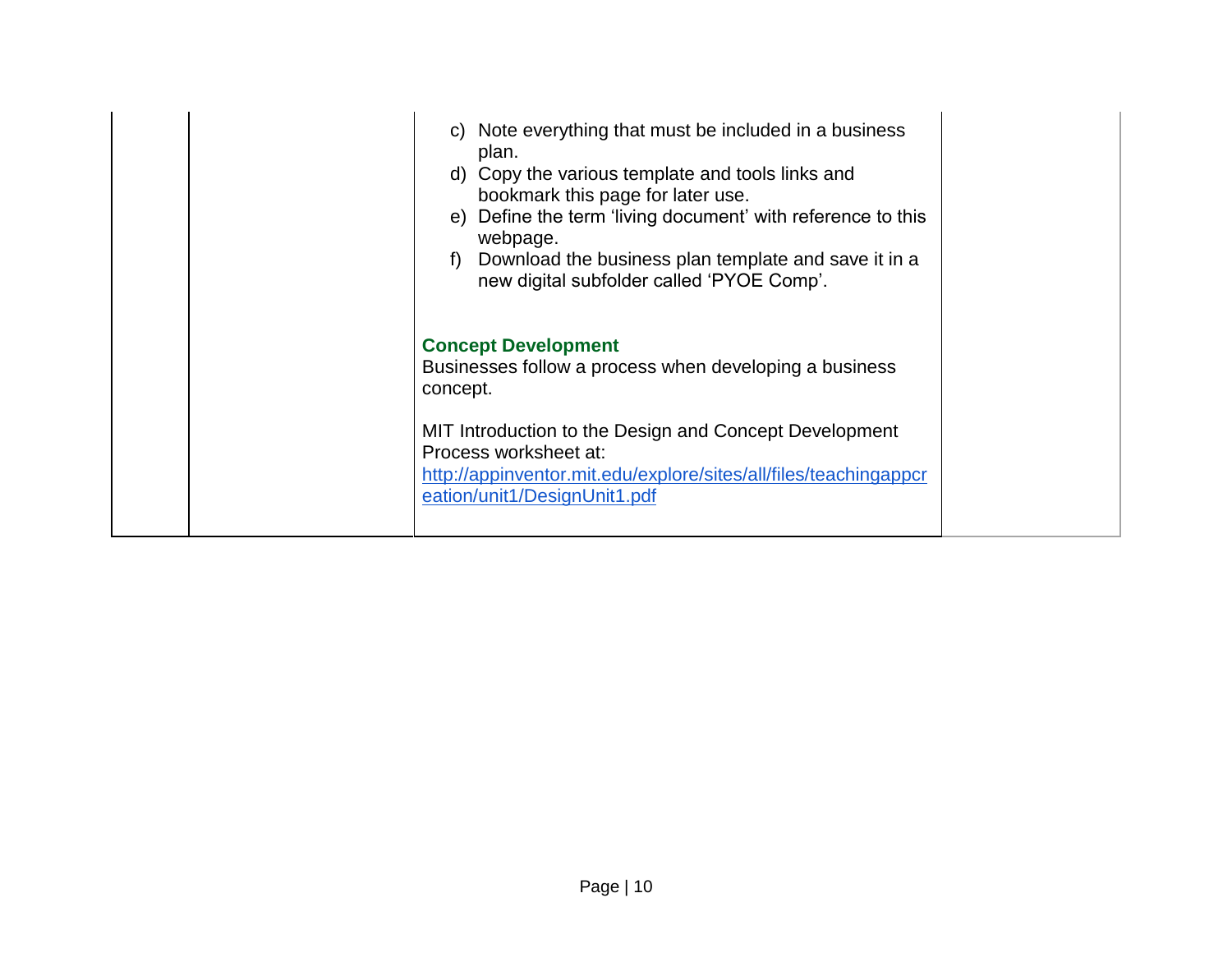| | | | |
|---|---|---|---|
| | | c) Note everything that must be included in a business plan.<br>d) Copy the various template and tools links and bookmark this page for later use.<br>e) Define the term 'living document' with reference to this webpage.<br>f) Download the business plan template and save it in a new digital subfolder called 'PYOE Comp'.<br><br>**Concept Development**<br>Businesses follow a process when developing a business concept.<br><br>MIT Introduction to the Design and Concept Development Process worksheet at:<br>http://appinventor.mit.edu/explore/sites/all/files/teachingappcreation/unit1/DesignUnit1.pdf | |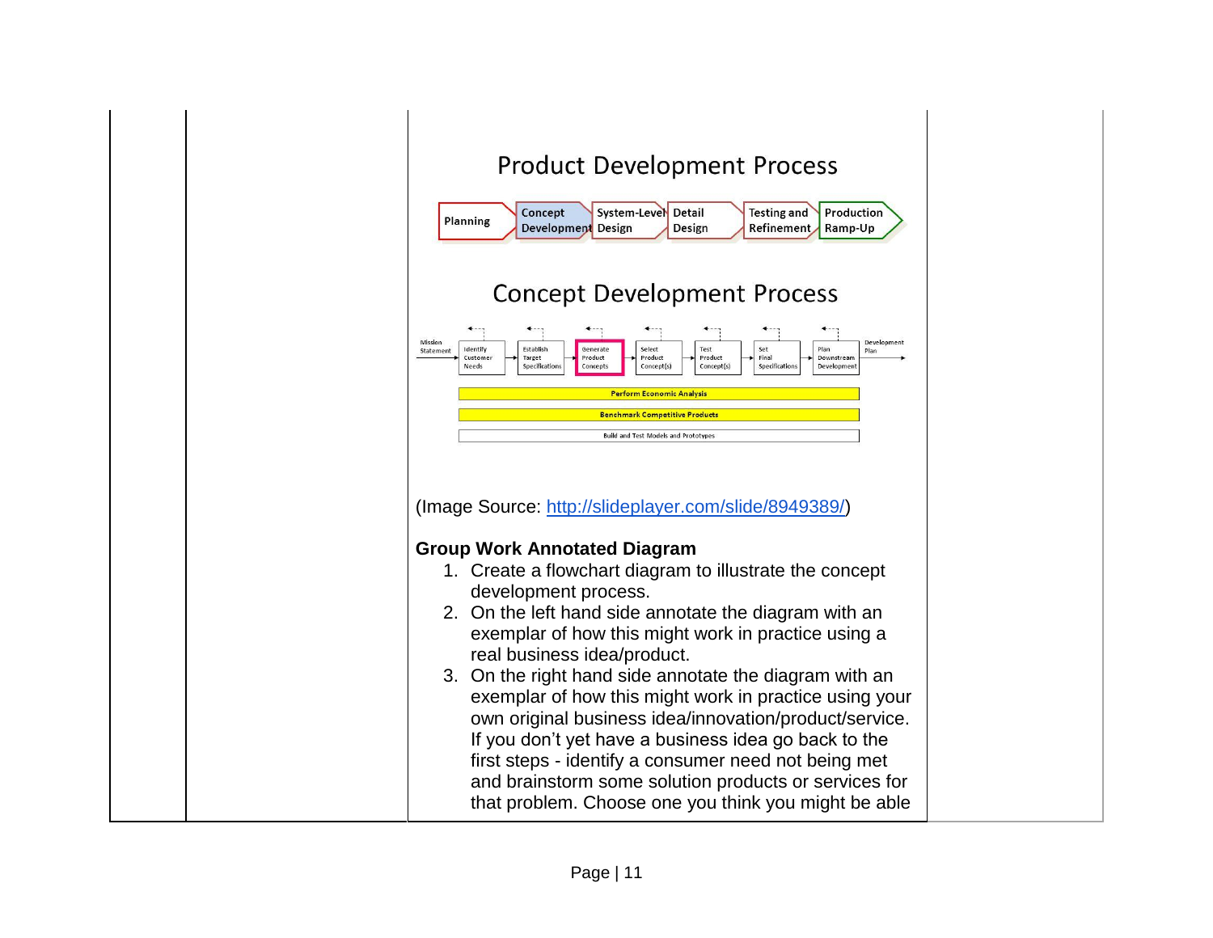## Product Development Process

Planning → Concept Development → System-Level Design → Detail Design → Testing and Refinement → Production Ramp-Up

## Concept Development Process

Mission Statement → Identify Customer Needs → Establish Target Specifications → Generate Product Concepts → Select Product Concept(s) → Test Product Concept(s) → Set Final Specifications → Plan Downstream Development → Development Plan

Perform Economic Analysis

Benchmark Competitive Products

Build and Test Models and Prototypes

(Image Source: [http://slideplayer.com/slide/8949389/](http://slideplayer.com/slide/8949389/))

**Group Work Annotated Diagram**

1. Create a flowchart diagram to illustrate the concept development process.
2. On the left hand side annotate the diagram with an exemplar of how this might work in practice using a real business idea/product.
3. On the right hand side annotate the diagram with an exemplar of how this might work in practice using your own original business idea/innovation/product/service. If you don't yet have a business idea go back to the first steps - identify a consumer need not being met and brainstorm some solution products or services for that problem. Choose one you think you might be able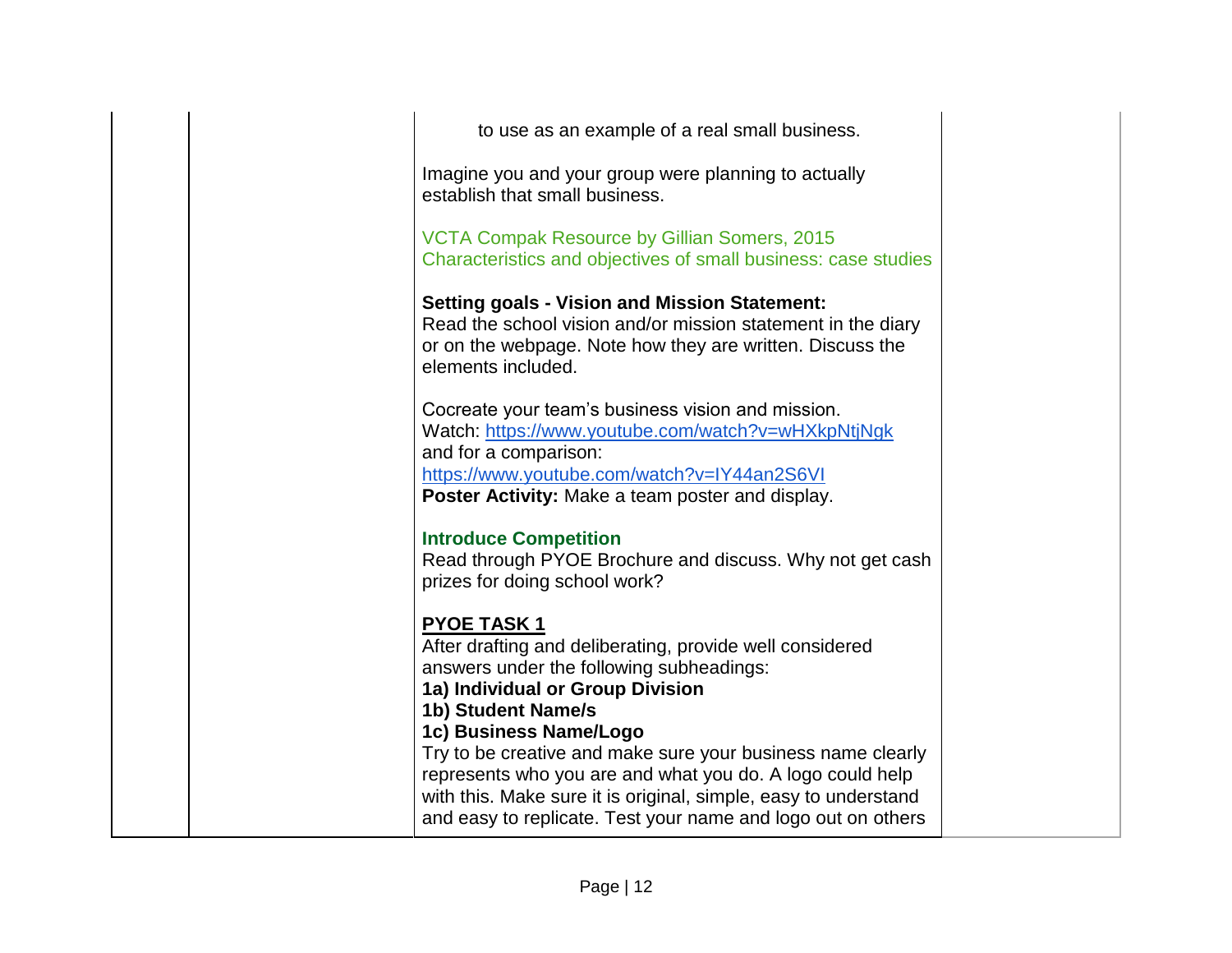| | | | |
|---|---|---|---|
| | | to use as an example of a real small business.<br><br>Imagine you and your group were planning to actually establish that small business.<br><br>VCTA Compak Resource by Gillian Somers, 2015<br>Characteristics and objectives of small business: case studies<br><br>**Setting goals - Vision and Mission Statement:**<br>Read the school vision and/or mission statement in the diary or on the webpage. Note how they are written. Discuss the elements included.<br><br>Cocreate your team's business vision and mission.<br>Watch: https://www.youtube.com/watch?v=wHXkpNtjNgk<br>and for a comparison:<br>https://www.youtube.com/watch?v=IY44an2S6VI<br>**Poster Activity:** Make a team poster and display.<br><br>**Introduce Competition**<br>Read through PYOE Brochure and discuss. Why not get cash prizes for doing school work?<br><br>**<u>PYOE TASK 1</u>**<br>After drafting and deliberating, provide well considered answers under the following subheadings:<br>**1a) Individual or Group Division**<br>**1b) Student Name/s**<br>**1c) Business Name/Logo**<br>Try to be creative and make sure your business name clearly represents who you are and what you do. A logo could help with this. Make sure it is original, simple, easy to understand and easy to replicate. Test your name and logo out on others | |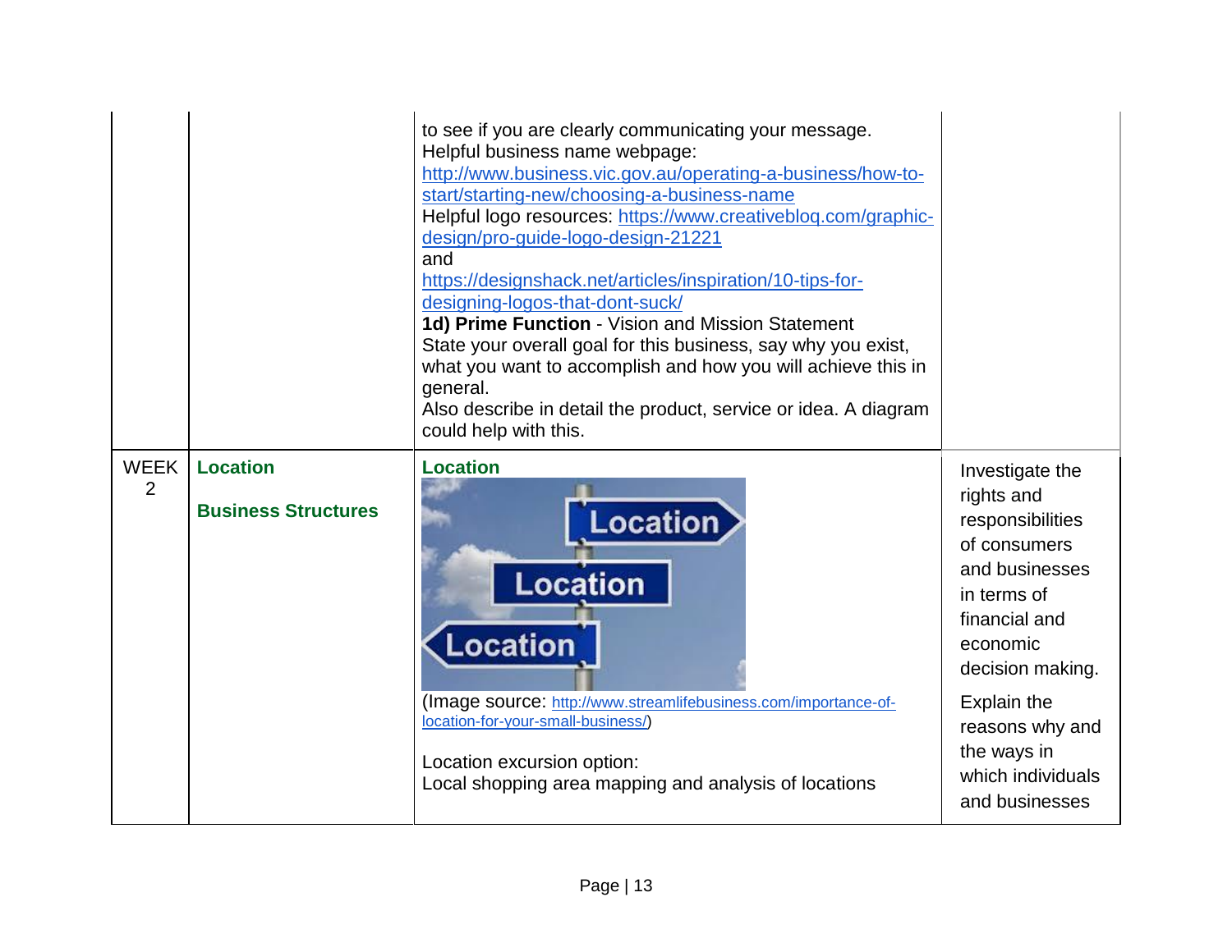| | | | |
|---|---|---|---|
| | | to see if you are clearly communicating your message.<br>Helpful business name webpage: http://www.business.vic.gov.au/operating-a-business/how-to-start/starting-new/choosing-a-business-name<br>Helpful logo resources: https://www.creativebloq.com/graphic-design/pro-guide-logo-design-21221<br>and<br>https://designshack.net/articles/inspiration/10-tips-for-designing-logos-that-dont-suck/<br>**1d) Prime Function** - Vision and Mission Statement<br>State your overall goal for this business, say why you exist, what you want to accomplish and how you will achieve this in general.<br>Also describe in detail the product, service or idea. A diagram could help with this. | |
| WEEK 2 | **Location**<br><br>**Business Structures** | **Location**<br>(Image source: http://www.streamlifebusiness.com/importance-of-location-for-your-small-business/)<br><br>Location excursion option:<br>Local shopping area mapping and analysis of locations | Investigate the rights and responsibilities of consumers and businesses in terms of financial and economic decision making.<br><br>Explain the reasons why and the ways in which individuals and businesses |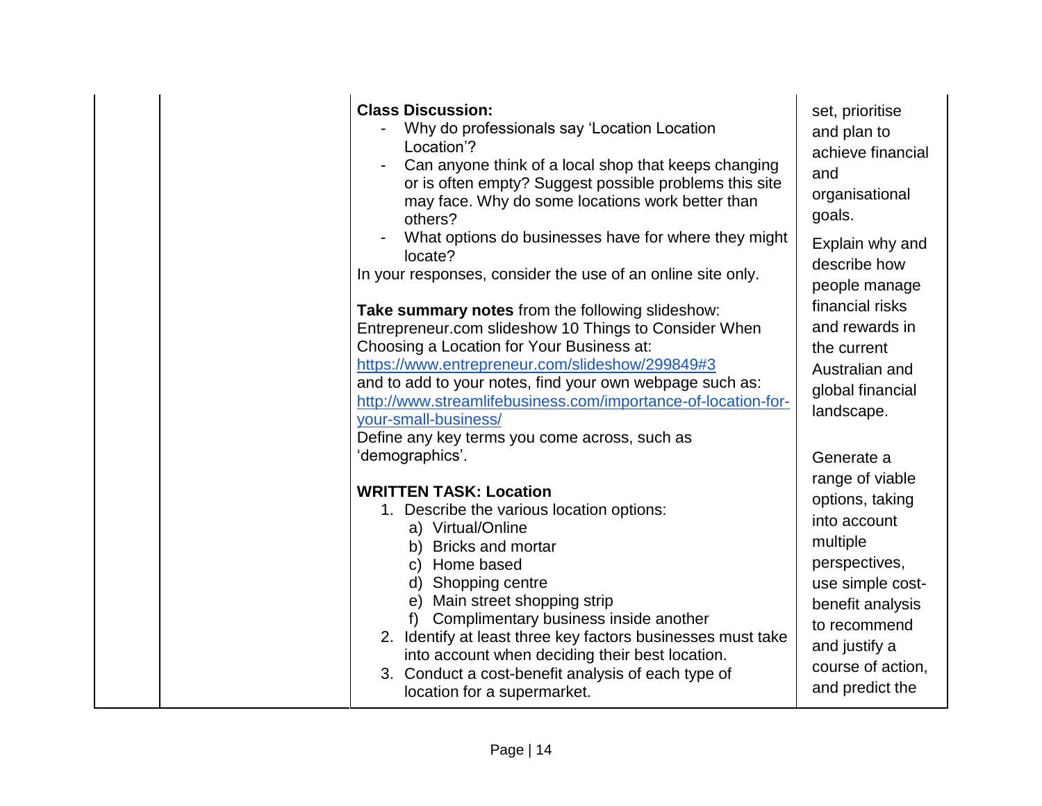| | | | |
|---|---|---|---|
| | | **Class Discussion:**<br>- Why do professionals say 'Location Location Location'?<br>- Can anyone think of a local shop that keeps changing or is often empty? Suggest possible problems this site may face. Why do some locations work better than others?<br>- What options do businesses have for where they might locate?<br>In your responses, consider the use of an online site only.<br><br>**Take summary notes** from the following slideshow: Entrepreneur.com slideshow 10 Things to Consider When Choosing a Location for Your Business at: https://www.entrepreneur.com/slideshow/299849#3<br>and to add to your notes, find your own webpage such as: http://www.streamlifebusiness.com/importance-of-location-for-your-small-business/<br>Define any key terms you come across, such as 'demographics'.<br><br>**WRITTEN TASK: Location**<br>1. Describe the various location options:<br>a) Virtual/Online<br>b) Bricks and mortar<br>c) Home based<br>d) Shopping centre<br>e) Main street shopping strip<br>f) Complimentary business inside another<br>2. Identify at least three key factors businesses must take into account when deciding their best location.<br>3. Conduct a cost-benefit analysis of each type of location for a supermarket. | set, prioritise and plan to achieve financial and organisational goals.<br><br>Explain why and describe how people manage financial risks and rewards in the current Australian and global financial landscape.<br><br>Generate a range of viable options, taking into account multiple perspectives, use simple cost-benefit analysis to recommend and justify a course of action, and predict the |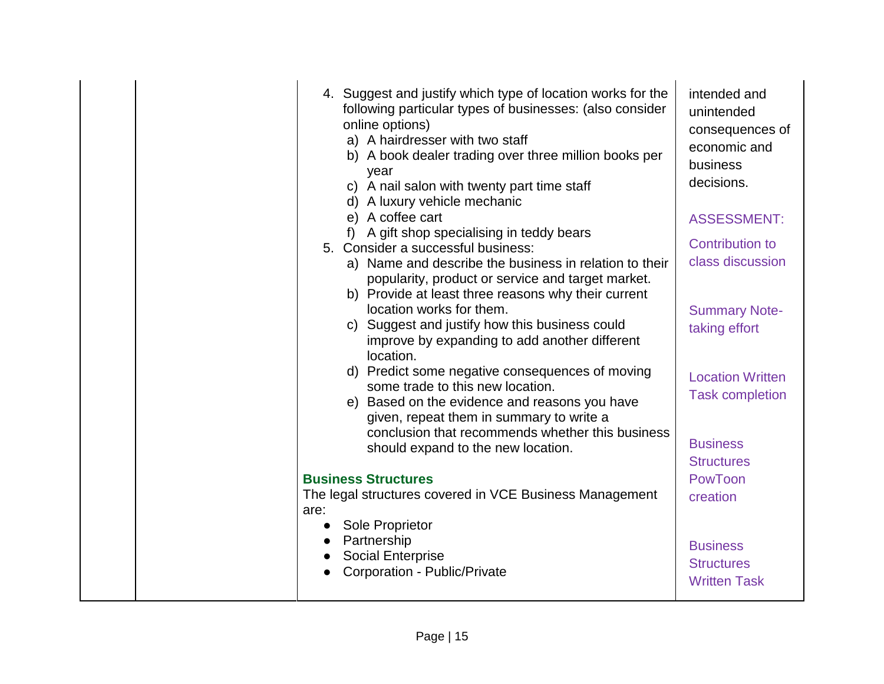| | | | |
|---|---|---|---|
| | | 4. Suggest and justify which type of location works for the following particular types of businesses: (also consider online options)<br>a) A hairdresser with two staff<br>b) A book dealer trading over three million books per year<br>c) A nail salon with twenty part time staff<br>d) A luxury vehicle mechanic<br>e) A coffee cart<br>f) A gift shop specialising in teddy bears<br>5. Consider a successful business:<br>a) Name and describe the business in relation to their popularity, product or service and target market.<br>b) Provide at least three reasons why their current location works for them.<br>c) Suggest and justify how this business could improve by expanding to add another different location.<br>d) Predict some negative consequences of moving some trade to this new location.<br>e) Based on the evidence and reasons you have given, repeat them in summary to write a conclusion that recommends whether this business should expand to the new location.<br><br>**Business Structures**<br>The legal structures covered in VCE Business Management are:<br>• Sole Proprietor<br>• Partnership<br>• Social Enterprise<br>• Corporation - Public/Private | intended and unintended consequences of economic and business decisions.<br><br>ASSESSMENT:<br><br>Contribution to class discussion<br><br>Summary Note-taking effort<br><br>Location Written Task completion<br><br>Business Structures PowToon creation<br><br>Business Structures Written Task |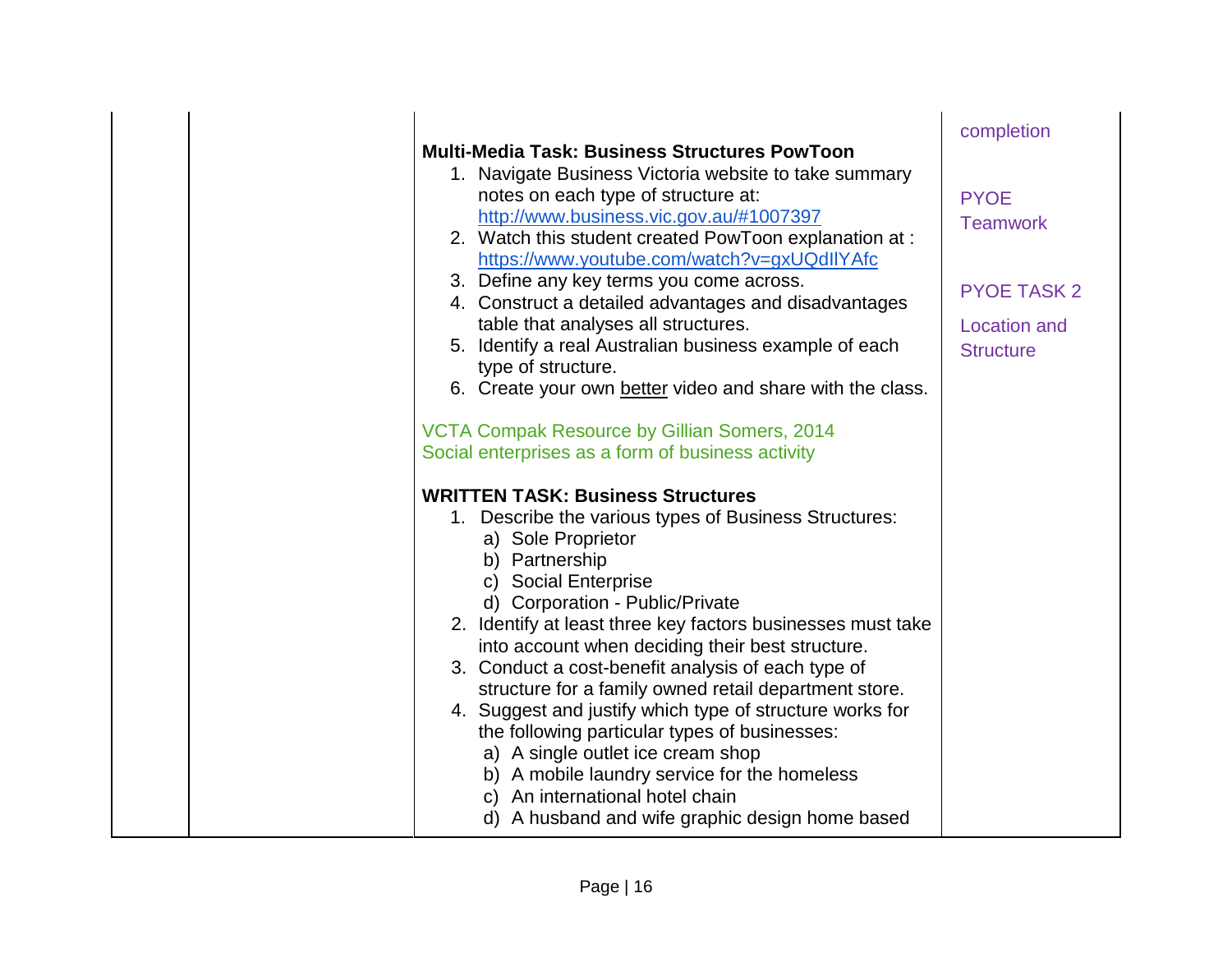| | | | |
|---|---|---|---|
| | | **Multi-Media Task: Business Structures PowToon**<br>1. Navigate Business Victoria website to take summary notes on each type of structure at: http://www.business.vic.gov.au/#1007397<br>2. Watch this student created PowToon explanation at : https://www.youtube.com/watch?v=gxUQdIlYAfc<br>3. Define any key terms you come across.<br>4. Construct a detailed advantages and disadvantages table that analyses all structures.<br>5. Identify a real Australian business example of each type of structure.<br>6. Create your own <u>better</u> video and share with the class.<br><br>VCTA Compak Resource by Gillian Somers, 2014<br>Social enterprises as a form of business activity<br><br>**WRITTEN TASK: Business Structures**<br>1. Describe the various types of Business Structures:<br>a) Sole Proprietor<br>b) Partnership<br>c) Social Enterprise<br>d) Corporation - Public/Private<br>2. Identify at least three key factors businesses must take into account when deciding their best structure.<br>3. Conduct a cost-benefit analysis of each type of structure for a family owned retail department store.<br>4. Suggest and justify which type of structure works for the following particular types of businesses:<br>a) A single outlet ice cream shop<br>b) A mobile laundry service for the homeless<br>c) An international hotel chain<br>d) A husband and wife graphic design home based | completion<br><br>PYOE Teamwork<br><br>PYOE TASK 2<br><br>Location and Structure |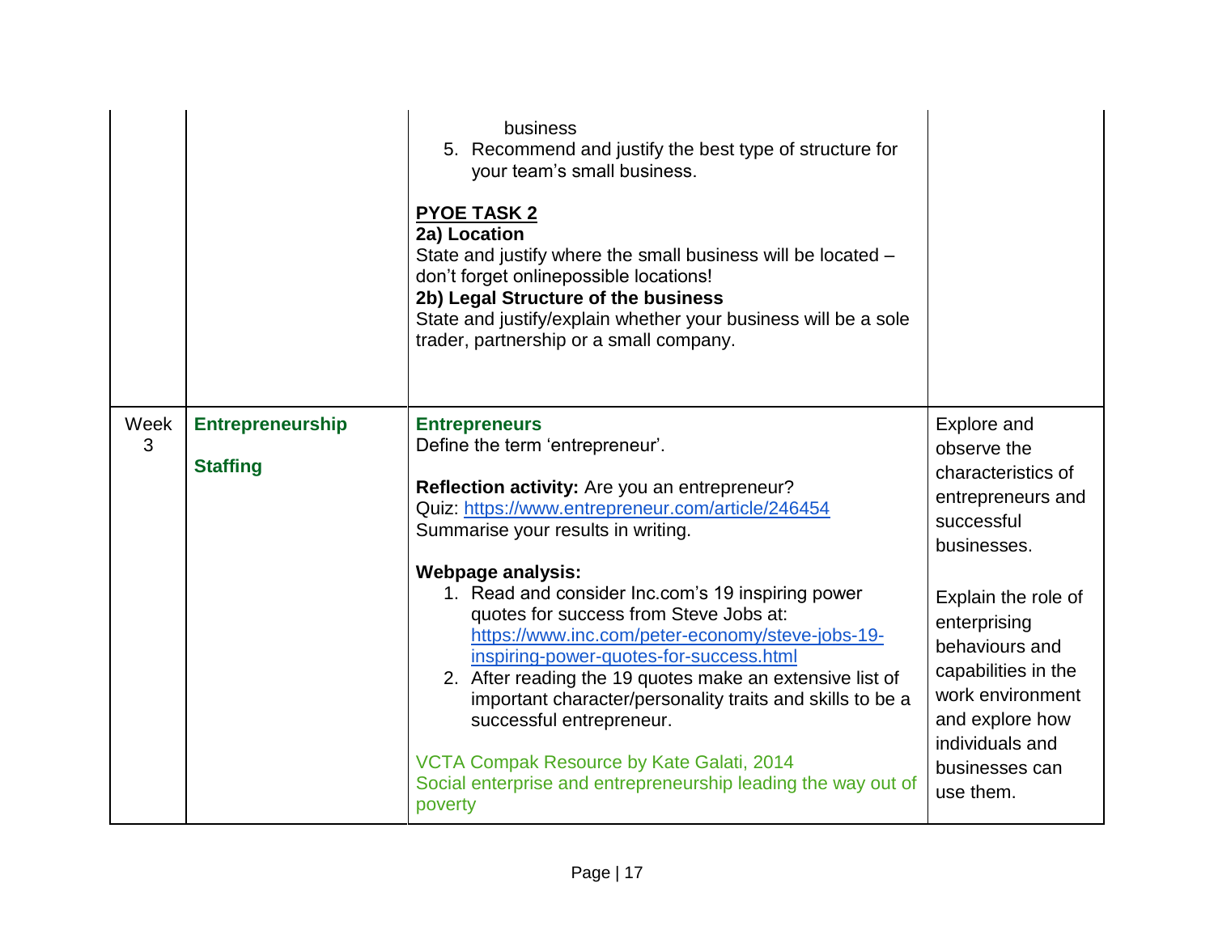| | | | |
|---|---|---|---|
| | | business<br>5. Recommend and justify the best type of structure for your team's small business.<br><br>**PYOE TASK 2**<br>**2a) Location**<br>State and justify where the small business will be located – don't forget onlinepossible locations!<br>**2b) Legal Structure of the business**<br>State and justify/explain whether your business will be a sole trader, partnership or a small company. | |
| Week 3 | **Entrepreneurship**<br><br>**Staffing** | **Entrepreneurs**<br>Define the term 'entrepreneur'.<br><br>**Reflection activity:** Are you an entrepreneur?<br>Quiz: https://www.entrepreneur.com/article/246454<br>Summarise your results in writing.<br><br>**Webpage analysis:**<br>1. Read and consider Inc.com's 19 inspiring power quotes for success from Steve Jobs at: https://www.inc.com/peter-economy/steve-jobs-19-inspiring-power-quotes-for-success.html<br>2. After reading the 19 quotes make an extensive list of important character/personality traits and skills to be a successful entrepreneur.<br><br>VCTA Compak Resource by Kate Galati, 2014<br>Social enterprise and entrepreneurship leading the way out of poverty | Explore and observe the characteristics of entrepreneurs and successful businesses.<br><br>Explain the role of enterprising behaviours and capabilities in the work environment and explore how individuals and businesses can use them. |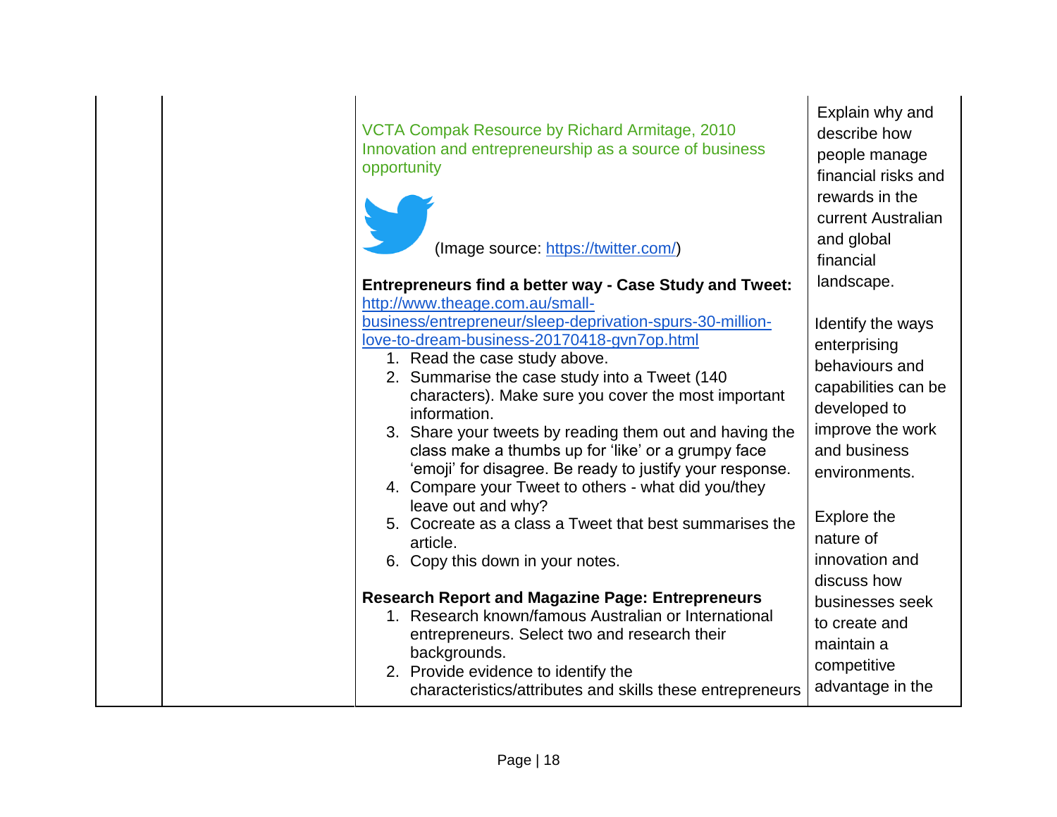| | | | |
|---|---|---|---|
| | | VCTA Compak Resource by Richard Armitage, 2010 Innovation and entrepreneurship as a source of business opportunity<br><br>(Image source: https://twitter.com/)<br><br>**Entrepreneurs find a better way - Case Study and Tweet:** http://www.theage.com.au/small-business/entrepreneur/sleep-deprivation-spurs-30-million-love-to-dream-business-20170418-gvn7op.html<br>1. Read the case study above.<br>2. Summarise the case study into a Tweet (140 characters). Make sure you cover the most important information.<br>3. Share your tweets by reading them out and having the class make a thumbs up for 'like' or a grumpy face 'emoji' for disagree. Be ready to justify your response.<br>4. Compare your Tweet to others - what did you/they leave out and why?<br>5. Cocreate as a class a Tweet that best summarises the article.<br>6. Copy this down in your notes.<br><br>**Research Report and Magazine Page: Entrepreneurs**<br>1. Research known/famous Australian or International entrepreneurs. Select two and research their backgrounds.<br>2. Provide evidence to identify the characteristics/attributes and skills these entrepreneurs | Explain why and describe how people manage financial risks and rewards in the current Australian and global financial landscape.<br><br>Identify the ways enterprising behaviours and capabilities can be developed to improve the work and business environments.<br><br>Explore the nature of innovation and discuss how businesses seek to create and maintain a competitive advantage in the |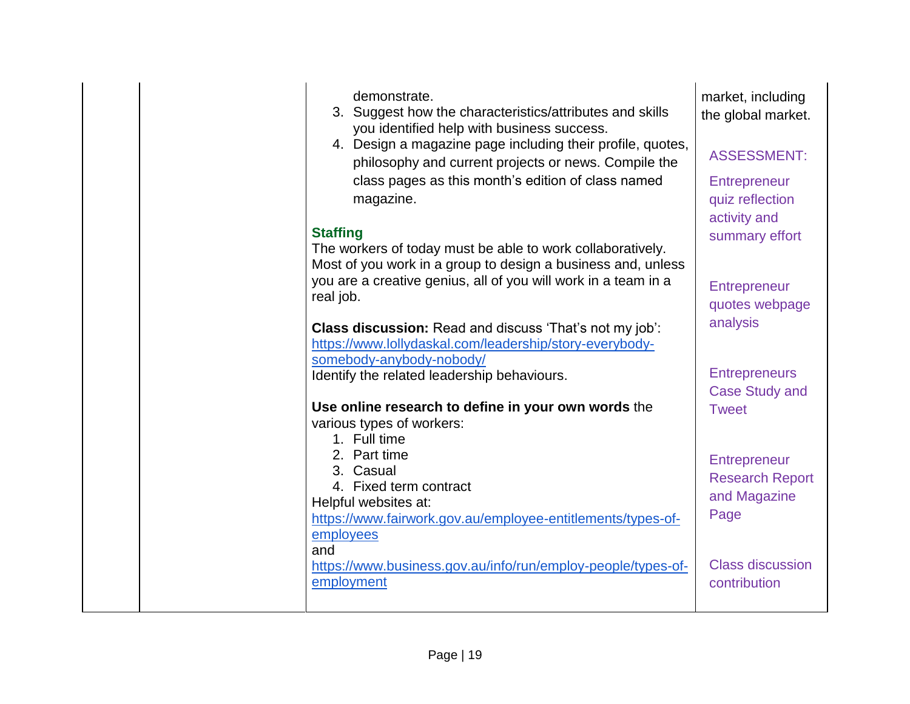| | | | |
|---|---|---|---|
| | | demonstrate.<br>3. Suggest how the characteristics/attributes and skills you identified help with business success.<br>4. Design a magazine page including their profile, quotes, philosophy and current projects or news. Compile the class pages as this month's edition of class named magazine.<br><br>**Staffing**<br>The workers of today must be able to work collaboratively. Most of you work in a group to design a business and, unless you are a creative genius, all of you will work in a team in a real job.<br><br>**Class discussion:** Read and discuss 'That's not my job': [https://www.lollydaskal.com/leadership/story-everybody-somebody-anybody-nobody/](https://www.lollydaskal.com/leadership/story-everybody-somebody-anybody-nobody/)<br>Identify the related leadership behaviours.<br><br>**Use online research to define in your own words** the various types of workers:<br>1. Full time<br>2. Part time<br>3. Casual<br>4. Fixed term contract<br>Helpful websites at:<br>[https://www.fairwork.gov.au/employee-entitlements/types-of-employees](https://www.fairwork.gov.au/employee-entitlements/types-of-employees)<br>and<br>[https://www.business.gov.au/info/run/employ-people/types-of-employment](https://www.business.gov.au/info/run/employ-people/types-of-employment) | market, including the global market.<br><br>ASSESSMENT:<br><br>Entrepreneur quiz reflection activity and summary effort<br><br>Entrepreneur quotes webpage analysis<br><br>Entrepreneurs Case Study and Tweet<br><br>Entrepreneur Research Report and Magazine Page<br><br>Class discussion contribution |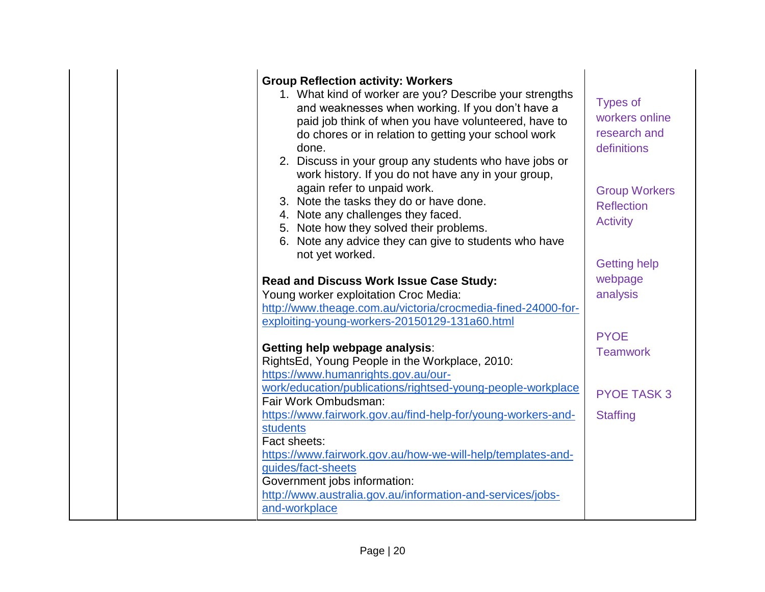| | | | |
|---|---|---|---|
| | | **Group Reflection activity: Workers**<br>1. What kind of worker are you? Describe your strengths and weaknesses when working. If you don't have a paid job think of when you have volunteered, have to do chores or in relation to getting your school work done.<br>2. Discuss in your group any students who have jobs or work history. If you do not have any in your group, again refer to unpaid work.<br>3. Note the tasks they do or have done.<br>4. Note any challenges they faced.<br>5. Note how they solved their problems.<br>6. Note any advice they can give to students who have not yet worked.<br><br>**Read and Discuss Work Issue Case Study:**<br>Young worker exploitation Croc Media:<br>http://www.theage.com.au/victoria/crocmedia-fined-24000-for-exploiting-young-workers-20150129-131a60.html<br><br>**Getting help webpage analysis**:<br>RightsEd, Young People in the Workplace, 2010:<br>https://www.humanrights.gov.au/our-work/education/publications/rightsed-young-people-workplace<br>Fair Work Ombudsman:<br>https://www.fairwork.gov.au/find-help-for/young-workers-and-students<br>Fact sheets:<br>https://www.fairwork.gov.au/how-we-will-help/templates-and-guides/fact-sheets<br>Government jobs information:<br>http://www.australia.gov.au/information-and-services/jobs-and-workplace | Types of workers online research and definitions<br><br>Group Workers Reflection Activity<br><br>Getting help webpage analysis<br><br>PYOE Teamwork<br><br>PYOE TASK 3<br>Staffing |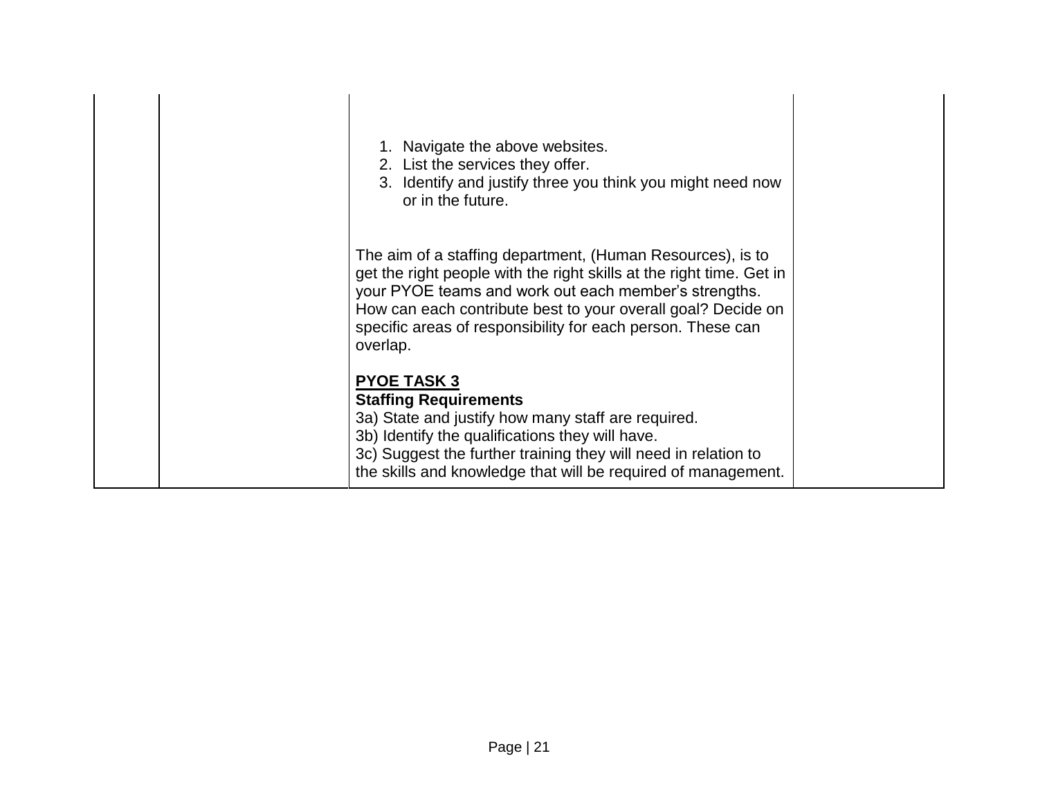| | | | |
|---|---|---|---|
| | | 1. Navigate the above websites.<br>2. List the services they offer.<br>3. Identify and justify three you think you might need now or in the future.<br><br>The aim of a staffing department, (Human Resources), is to get the right people with the right skills at the right time. Get in your PYOE teams and work out each member's strengths. How can each contribute best to your overall goal? Decide on specific areas of responsibility for each person. These can overlap.<br><br>**<u>PYOE TASK 3</u>**<br>**Staffing Requirements**<br>3a) State and justify how many staff are required.<br>3b) Identify the qualifications they will have.<br>3c) Suggest the further training they will need in relation to the skills and knowledge that will be required of management. | |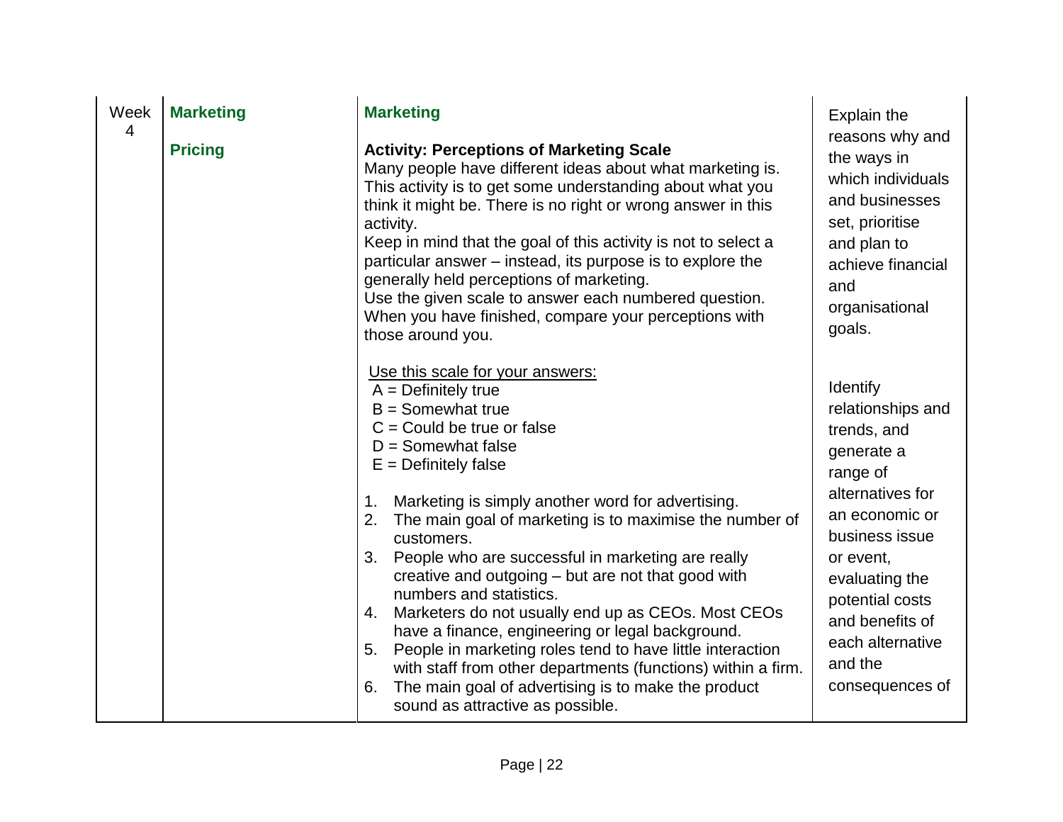| Week | Topic | Activity | Outcomes |
|---|---|---|---|
| Week 4 | **Marketing**<br><br>**Pricing** | **Marketing**<br><br>**Activity: Perceptions of Marketing Scale**<br>Many people have different ideas about what marketing is. This activity is to get some understanding about what you think it might be. There is no right or wrong answer in this activity.<br>Keep in mind that the goal of this activity is not to select a particular answer – instead, its purpose is to explore the generally held perceptions of marketing.<br>Use the given scale to answer each numbered question. When you have finished, compare your perceptions with those around you.<br><br>Use this scale for your answers:<br>A = Definitely true<br>B = Somewhat true<br>C = Could be true or false<br>D = Somewhat false<br>E = Definitely false<br><br>1. Marketing is simply another word for advertising.<br>2. The main goal of marketing is to maximise the number of customers.<br>3. People who are successful in marketing are really creative and outgoing – but are not that good with numbers and statistics.<br>4. Marketers do not usually end up as CEOs. Most CEOs have a finance, engineering or legal background.<br>5. People in marketing roles tend to have little interaction with staff from other departments (functions) within a firm.<br>6. The main goal of advertising is to make the product sound as attractive as possible. | Explain the reasons why and the ways in which individuals and businesses set, prioritise and plan to achieve financial and organisational goals.<br><br>Identify relationships and trends, and generate a range of alternatives for an economic or business issue or event, evaluating the potential costs and benefits of each alternative and the consequences of |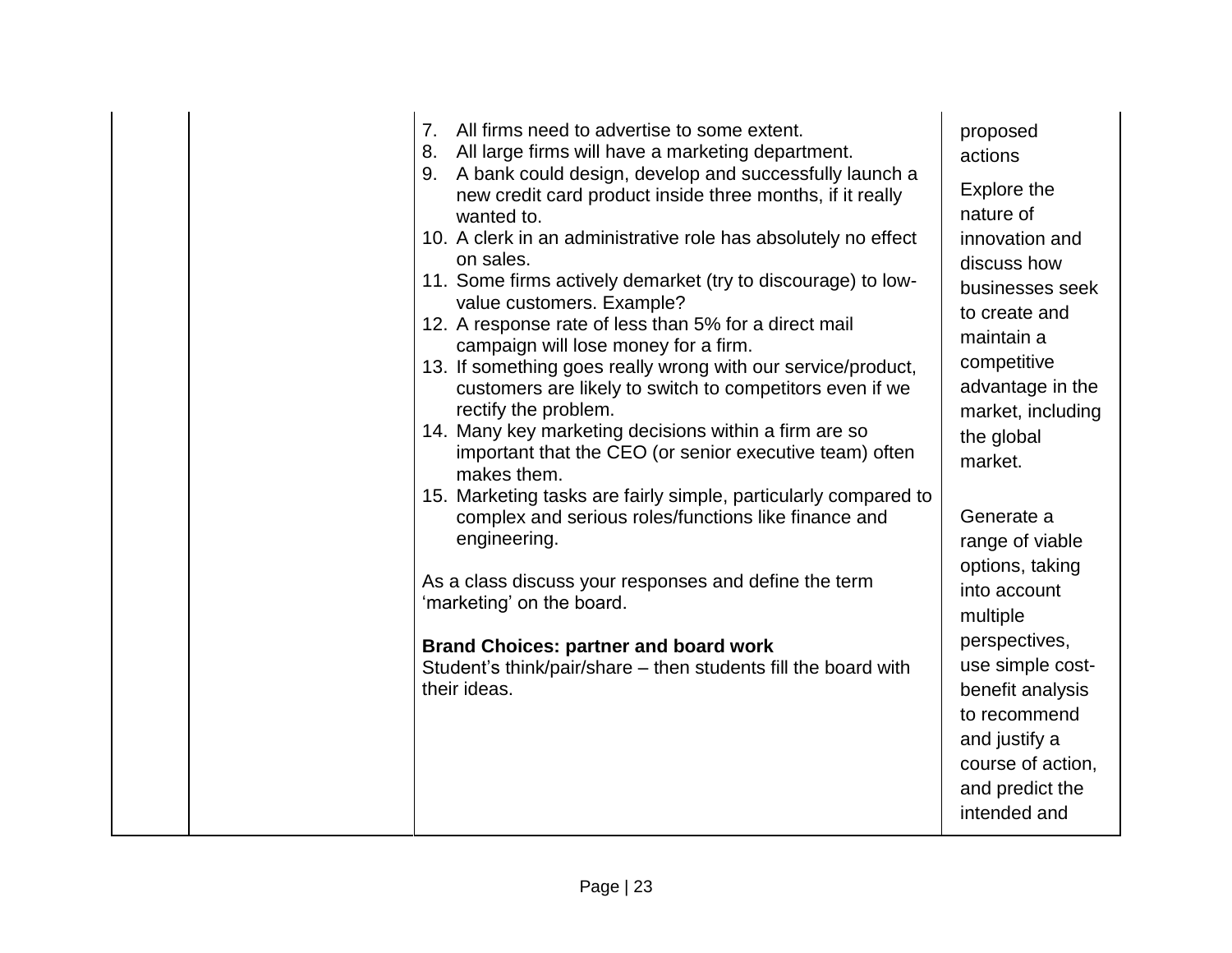| | | | |
|---|---|---|---|
| | | 7. All firms need to advertise to some extent.<br>8. All large firms will have a marketing department.<br>9. A bank could design, develop and successfully launch a new credit card product inside three months, if it really wanted to.<br>10. A clerk in an administrative role has absolutely no effect on sales.<br>11. Some firms actively demarket (try to discourage) to low-value customers. Example?<br>12. A response rate of less than 5% for a direct mail campaign will lose money for a firm.<br>13. If something goes really wrong with our service/product, customers are likely to switch to competitors even if we rectify the problem.<br>14. Many key marketing decisions within a firm are so important that the CEO (or senior executive team) often makes them.<br>15. Marketing tasks are fairly simple, particularly compared to complex and serious roles/functions like finance and engineering.<br><br>As a class discuss your responses and define the term 'marketing' on the board.<br><br>**Brand Choices: partner and board work**<br>Student's think/pair/share – then students fill the board with their ideas. | proposed actions<br><br>Explore the nature of innovation and discuss how businesses seek to create and maintain a competitive advantage in the market, including the global market.<br><br>Generate a range of viable options, taking into account multiple perspectives, use simple cost-benefit analysis to recommend and justify a course of action, and predict the intended and |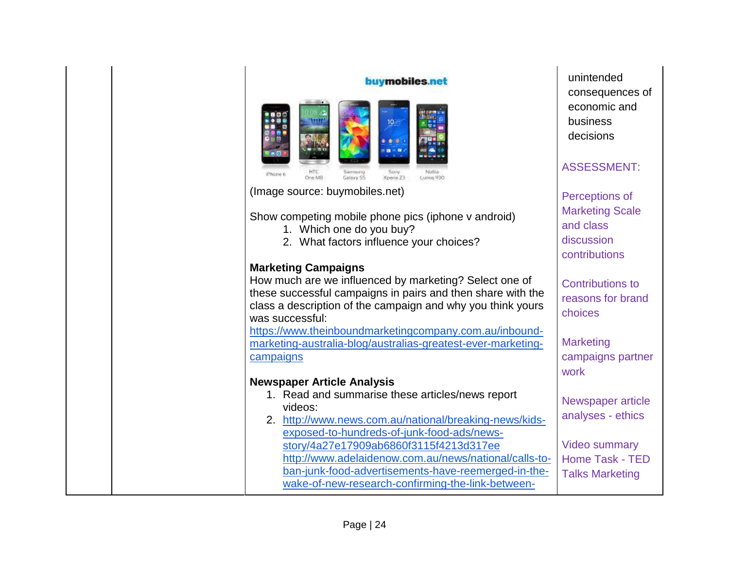| | | | |
|---|---|---|---|
| | | buymobiles.net<br>iPhone 6 · HTC One M8 · Samsung Galaxy S5 · Sony Xperia Z3 · Nokia Lumia 930<br>(Image source: buymobiles.net)<br><br>Show competing mobile phone pics (iphone v android)<br>1. Which one do you buy?<br>2. What factors influence your choices?<br><br>**Marketing Campaigns**<br>How much are we influenced by marketing? Select one of these successful campaigns in pairs and then share with the class a description of the campaign and why you think yours was successful:<br>https://www.theinboundmarketingcompany.com.au/inbound-marketing-australia-blog/australias-greatest-ever-marketing-campaigns<br><br>**Newspaper Article Analysis**<br>1. Read and summarise these articles/news report videos:<br>2. http://www.news.com.au/national/breaking-news/kids-exposed-to-hundreds-of-junk-food-ads/news-story/4a27e17909ab6860f3115f4213d317ee http://www.adelaidenow.com.au/news/national/calls-to-ban-junk-food-advertisements-have-reemerged-in-the-wake-of-new-research-confirming-the-link-between- | unintended consequences of economic and business decisions<br><br>ASSESSMENT:<br><br>Perceptions of Marketing Scale and class discussion contributions<br><br>Contributions to reasons for brand choices<br><br>Marketing campaigns partner work<br><br>Newspaper article analyses - ethics<br><br>Video summary Home Task - TED Talks Marketing |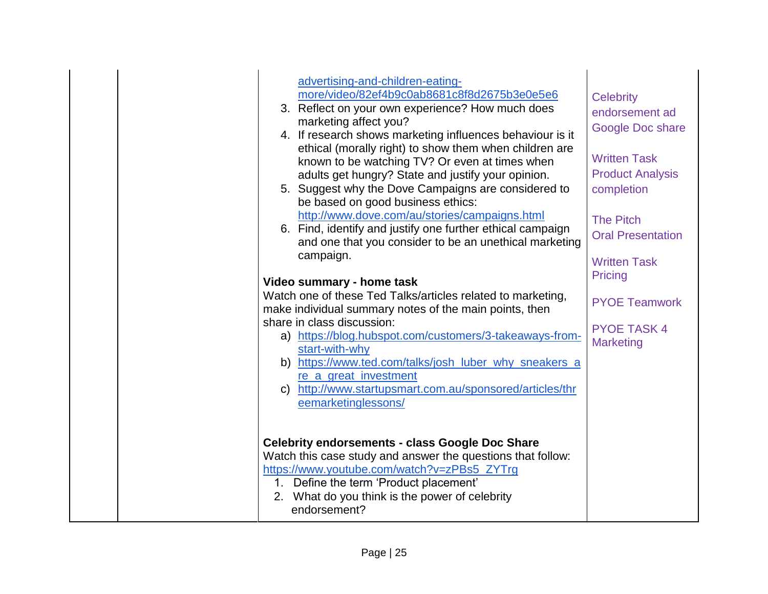| | | | |
|---|---|---|---|
| | | advertising-and-children-eating-more/video/82ef4b9c0ab8681c8f8d2675b3e0e5e6<br>3. Reflect on your own experience? How much does marketing affect you?<br>4. If research shows marketing influences behaviour is it ethical (morally right) to show them when children are known to be watching TV? Or even at times when adults get hungry? State and justify your opinion.<br>5. Suggest why the Dove Campaigns are considered to be based on good business ethics: http://www.dove.com/au/stories/campaigns.html<br>6. Find, identify and justify one further ethical campaign and one that you consider to be an unethical marketing campaign.<br><br>**Video summary - home task**<br>Watch one of these Ted Talks/articles related to marketing, make individual summary notes of the main points, then share in class discussion:<br>a) https://blog.hubspot.com/customers/3-takeaways-from-start-with-why<br>b) https://www.ted.com/talks/josh_luber_why_sneakers_are_a_great_investment<br>c) http://www.startupsmart.com.au/sponsored/articles/threemarketinglessons/<br><br>**Celebrity endorsements - class Google Doc Share**<br>Watch this case study and answer the questions that follow:<br>https://www.youtube.com/watch?v=zPBs5_ZYTrg<br>1. Define the term 'Product placement'<br>2. What do you think is the power of celebrity endorsement? | Celebrity endorsement ad Google Doc share<br><br>Written Task Product Analysis completion<br><br>The Pitch Oral Presentation<br><br>Written Task Pricing<br><br>PYOE Teamwork<br><br>PYOE TASK 4 Marketing |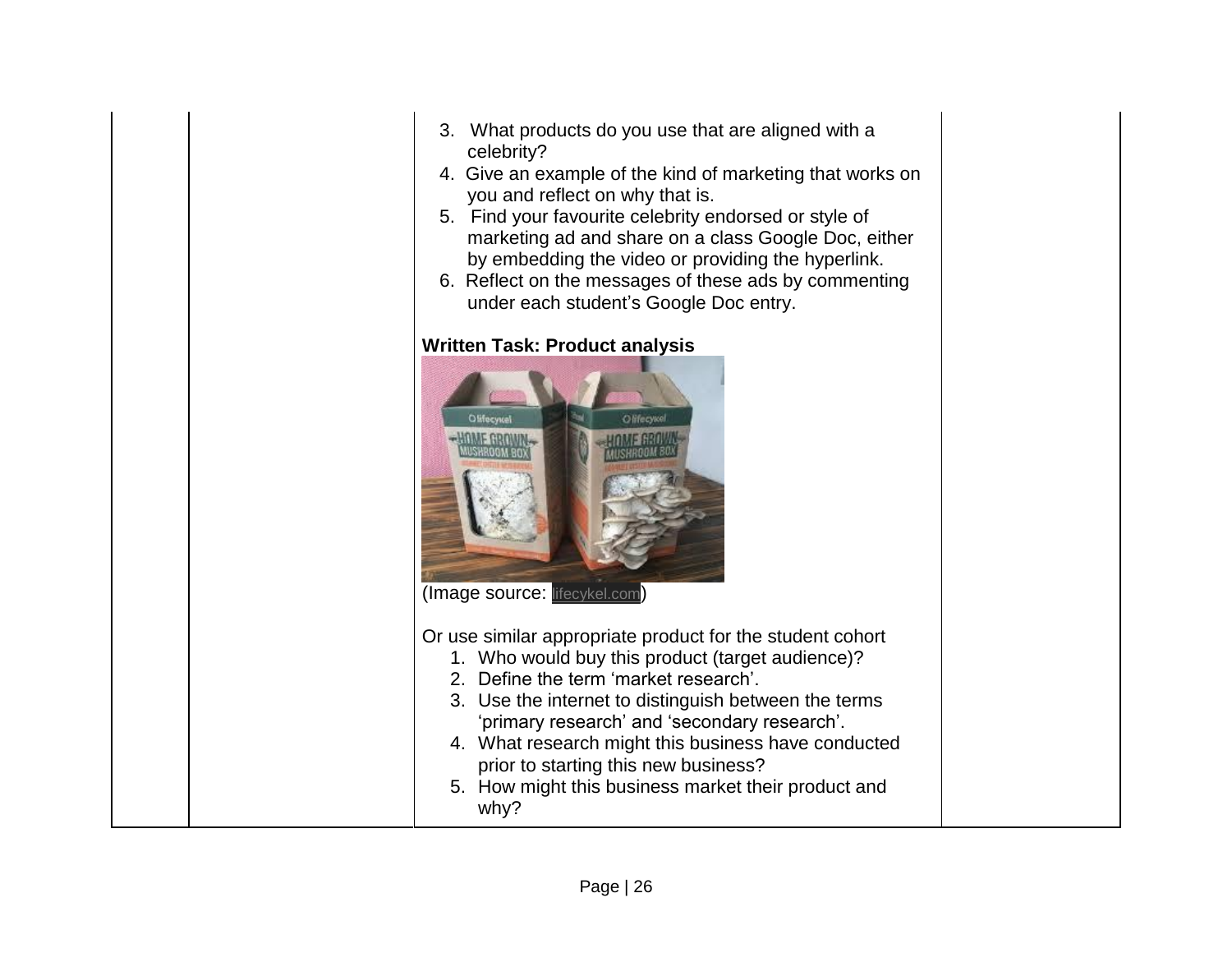3. What products do you use that are aligned with a celebrity?
4. Give an example of the kind of marketing that works on you and reflect on why that is.
5. Find your favourite celebrity endorsed or style of marketing ad and share on a class Google Doc, either by embedding the video or providing the hyperlink.
6. Reflect on the messages of these ads by commenting under each student's Google Doc entry.

**Written Task: Product analysis**

(Image source: lifecykel.com)

Or use similar appropriate product for the student cohort

1. Who would buy this product (target audience)?
2. Define the term 'market research'.
3. Use the internet to distinguish between the terms 'primary research' and 'secondary research'.
4. What research might this business have conducted prior to starting this new business?
5. How might this business market their product and why?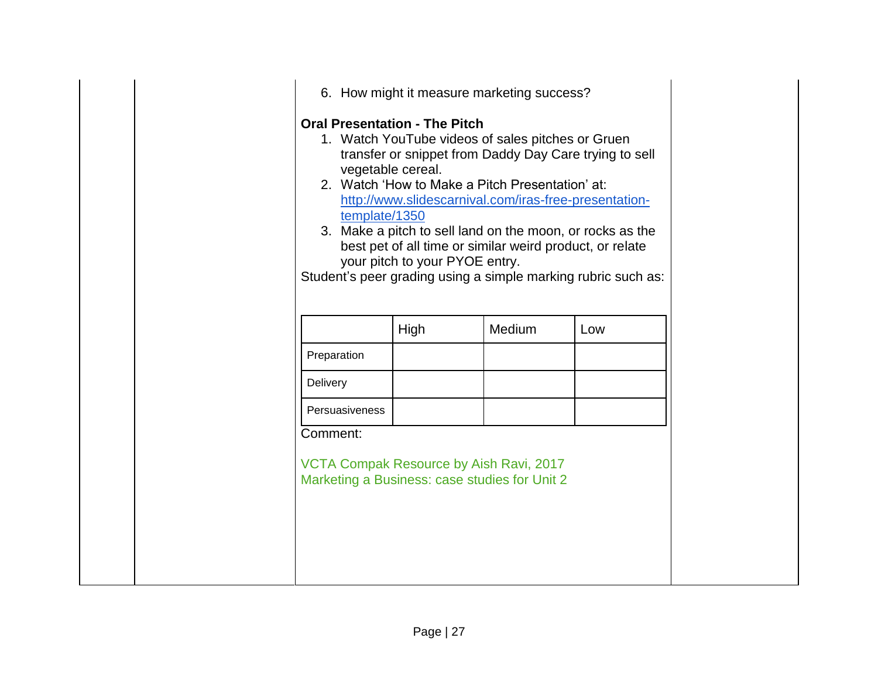6. How might it measure marketing success?

**Oral Presentation - The Pitch**

1. Watch YouTube videos of sales pitches or Gruen transfer or snippet from Daddy Day Care trying to sell vegetable cereal.
2. Watch 'How to Make a Pitch Presentation' at: [http://www.slidescarnival.com/iras-free-presentation-template/1350](http://www.slidescarnival.com/iras-free-presentation-template/1350)
3. Make a pitch to sell land on the moon, or rocks as the best pet of all time or similar weird product, or relate your pitch to your PYOE entry.

Student's peer grading using a simple marking rubric such as:

| | High | Medium | Low |
|---|---|---|---|
| Preparation | | | |
| Delivery | | | |
| Persuasiveness | | | |

Comment:

VCTA Compak Resource by Aish Ravi, 2017
Marketing a Business: case studies for Unit 2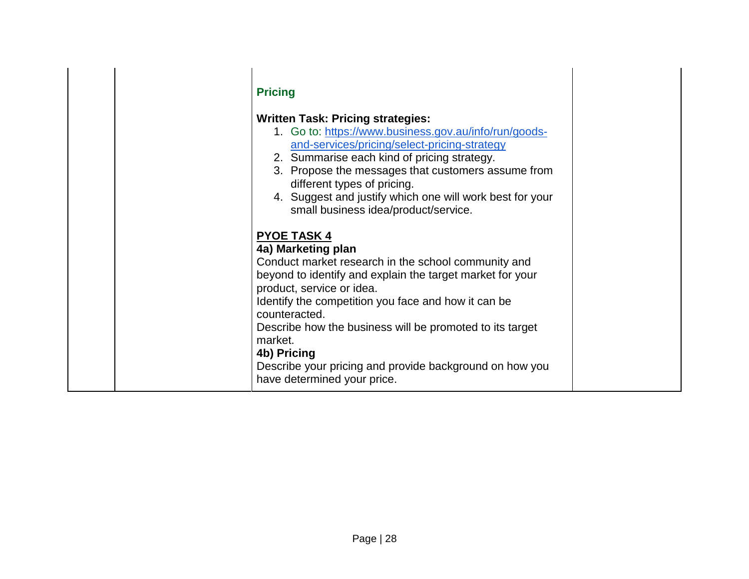| | | | |
|---|---|---|---|
| | | **Pricing**<br><br>**Written Task: Pricing strategies:**<br>1. Go to: [https://www.business.gov.au/info/run/goods-and-services/pricing/select-pricing-strategy](https://www.business.gov.au/info/run/goods-and-services/pricing/select-pricing-strategy)<br>2. Summarise each kind of pricing strategy.<br>3. Propose the messages that customers assume from different types of pricing.<br>4. Suggest and justify which one will work best for your small business idea/product/service.<br><br>**PYOE TASK 4**<br>**4a) Marketing plan**<br>Conduct market research in the school community and beyond to identify and explain the target market for your product, service or idea.<br>Identify the competition you face and how it can be counteracted.<br>Describe how the business will be promoted to its target market.<br>**4b) Pricing**<br>Describe your pricing and provide background on how you have determined your price. | |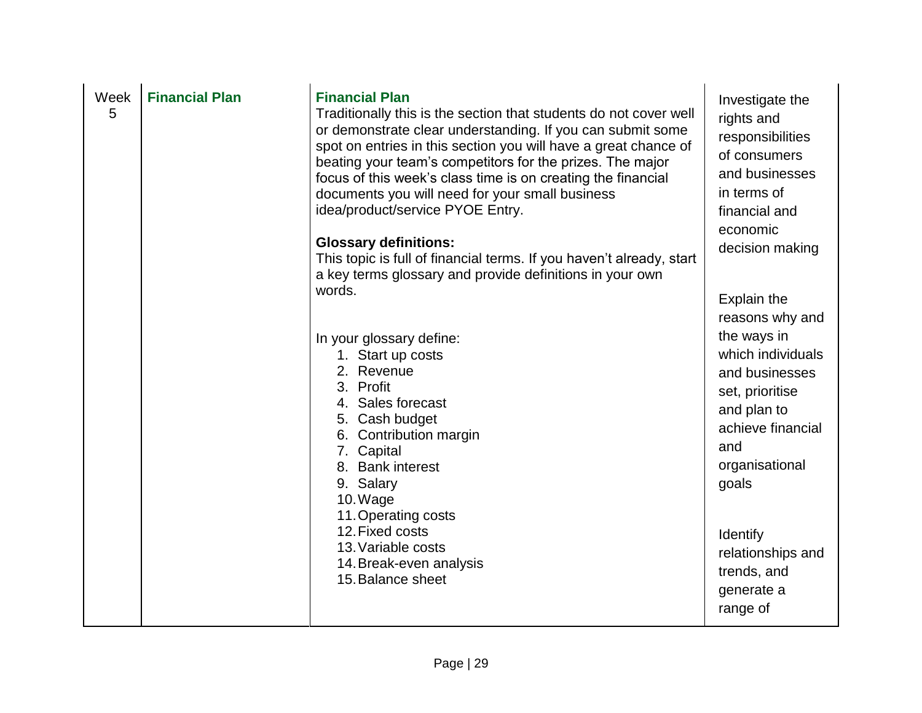| Week 5 | **Financial Plan** | **Financial Plan**<br>Traditionally this is the section that students do not cover well or demonstrate clear understanding. If you can submit some spot on entries in this section you will have a great chance of beating your team's competitors for the prizes. The major focus of this week's class time is on creating the financial documents you will need for your small business idea/product/service PYOE Entry.<br><br>**Glossary definitions:**<br>This topic is full of financial terms. If you haven't already, start a key terms glossary and provide definitions in your own words.<br><br>In your glossary define:<br>1. Start up costs<br>2. Revenue<br>3. Profit<br>4. Sales forecast<br>5. Cash budget<br>6. Contribution margin<br>7. Capital<br>8. Bank interest<br>9. Salary<br>10. Wage<br>11. Operating costs<br>12. Fixed costs<br>13. Variable costs<br>14. Break-even analysis<br>15. Balance sheet | Investigate the rights and responsibilities of consumers and businesses in terms of financial and economic decision making<br><br>Explain the reasons why and the ways in which individuals and businesses set, prioritise and plan to achieve financial and organisational goals<br><br>Identify relationships and trends, and generate a range of |
|---|---|---|---|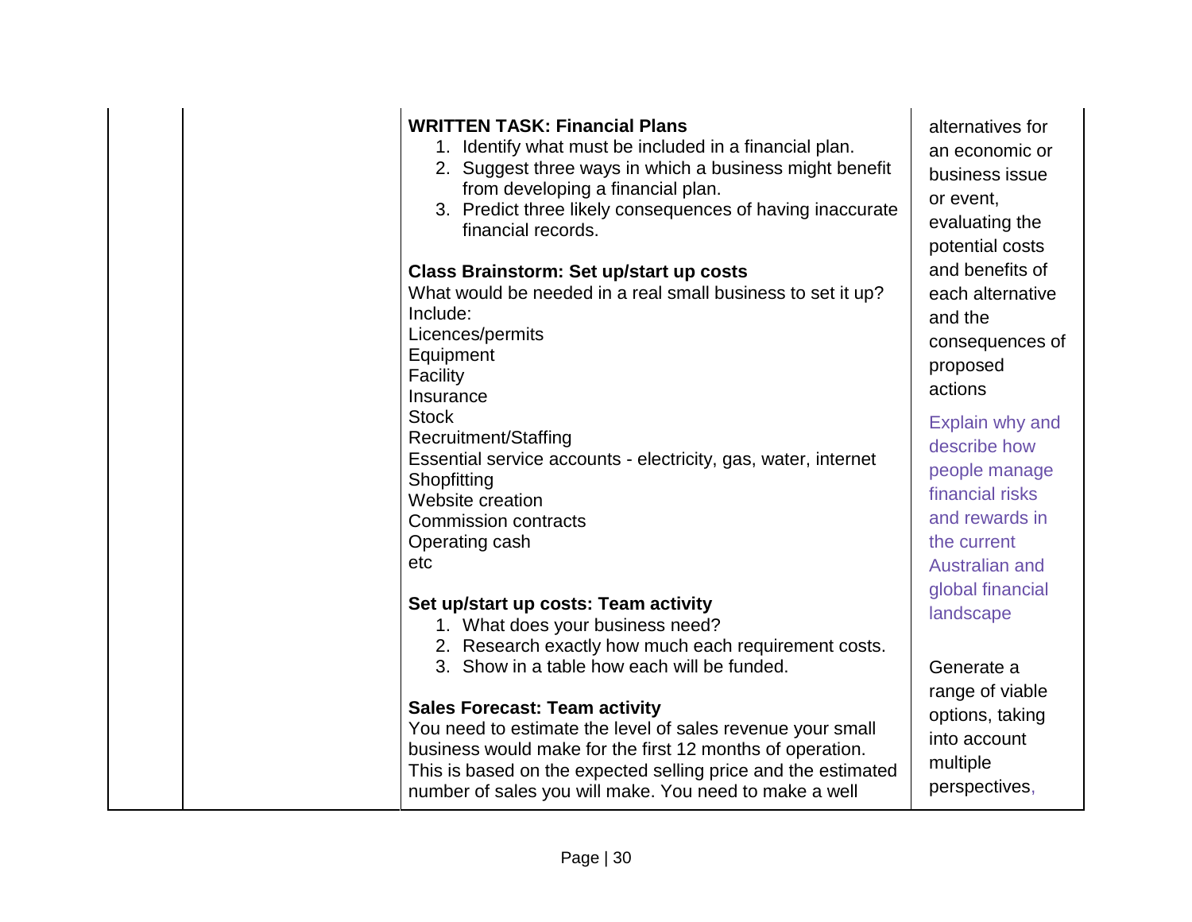| | | | |
|---|---|---|---|
| | | **WRITTEN TASK: Financial Plans**<br>1. Identify what must be included in a financial plan.<br>2. Suggest three ways in which a business might benefit from developing a financial plan.<br>3. Predict three likely consequences of having inaccurate financial records.<br><br>**Class Brainstorm: Set up/start up costs**<br>What would be needed in a real small business to set it up?<br>Include:<br>Licences/permits<br>Equipment<br>Facility<br>Insurance<br>Stock<br>Recruitment/Staffing<br>Essential service accounts - electricity, gas, water, internet<br>Shopfitting<br>Website creation<br>Commission contracts<br>Operating cash<br>etc<br><br>**Set up/start up costs: Team activity**<br>1. What does your business need?<br>2. Research exactly how much each requirement costs.<br>3. Show in a table how each will be funded.<br><br>**Sales Forecast: Team activity**<br>You need to estimate the level of sales revenue your small business would make for the first 12 months of operation. This is based on the expected selling price and the estimated number of sales you will make. You need to make a well | alternatives for an economic or business issue or event, evaluating the potential costs and benefits of each alternative and the consequences of proposed actions<br><br>Explain why and describe how people manage financial risks and rewards in the current Australian and global financial landscape<br><br>Generate a range of viable options, taking into account multiple perspectives, |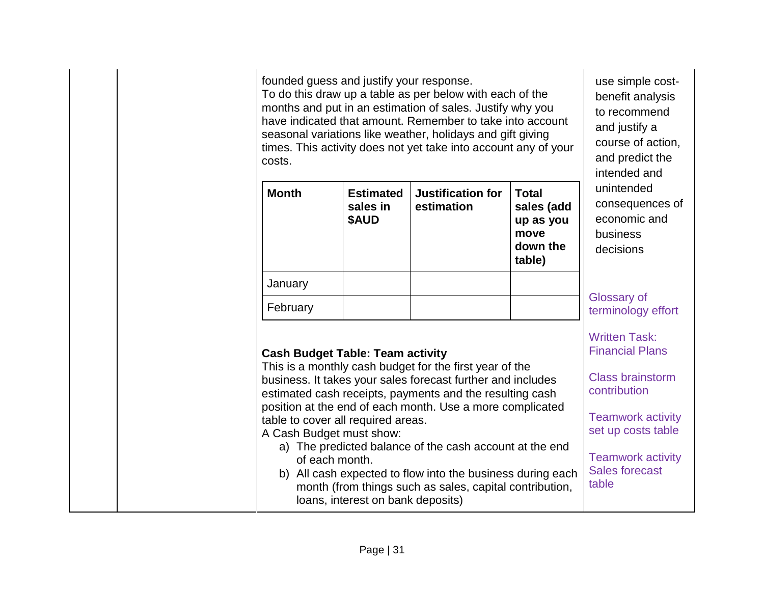founded guess and justify your response.
To do this draw up a table as per below with each of the months and put in an estimation of sales. Justify why you have indicated that amount. Remember to take into account seasonal variations like weather, holidays and gift giving times. This activity does not yet take into account any of your costs.

| Month | Estimated sales in $AUD | Justification for estimation | Total sales (add up as you move down the table) |
|---|---|---|---|
| January | | | |
| February | | | |

**Cash Budget Table: Team activity**
This is a monthly cash budget for the first year of the business. It takes your sales forecast further and includes estimated cash receipts, payments and the resulting cash position at the end of each month. Use a more complicated table to cover all required areas.
A Cash Budget must show:

a) The predicted balance of the cash account at the end of each month.
b) All cash expected to flow into the business during each month (from things such as sales, capital contribution, loans, interest on bank deposits)

use simple cost-benefit analysis to recommend and justify a course of action, and predict the intended and unintended consequences of economic and business decisions

Glossary of terminology effort

Written Task: Financial Plans

Class brainstorm contribution

Teamwork activity set up costs table

Teamwork activity Sales forecast table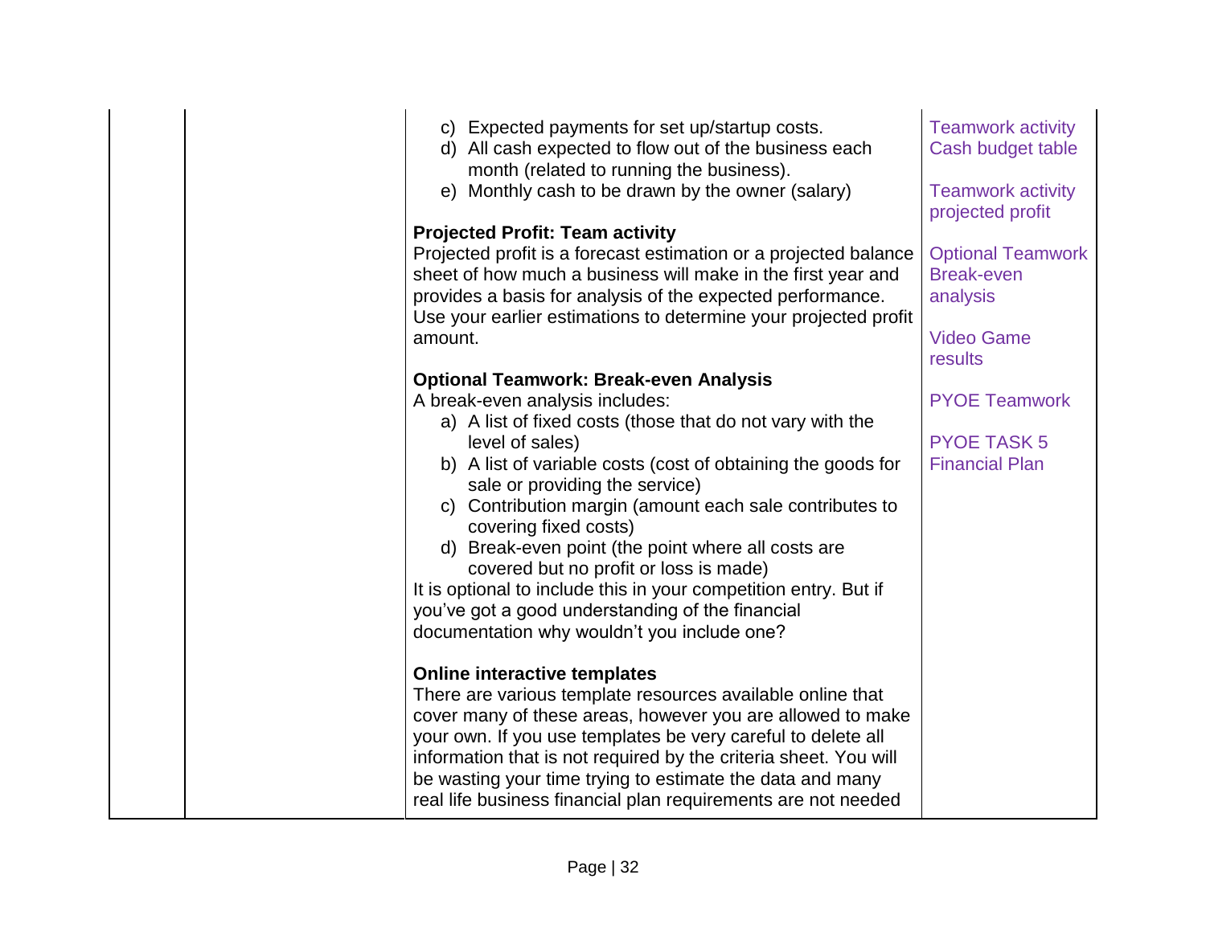| | | | |
|---|---|---|---|
| | | c) Expected payments for set up/startup costs.<br>d) All cash expected to flow out of the business each month (related to running the business).<br>e) Monthly cash to be drawn by the owner (salary)<br><br>**Projected Profit: Team activity**<br>Projected profit is a forecast estimation or a projected balance sheet of how much a business will make in the first year and provides a basis for analysis of the expected performance. Use your earlier estimations to determine your projected profit amount.<br><br>**Optional Teamwork: Break-even Analysis**<br>A break-even analysis includes:<br>a) A list of fixed costs (those that do not vary with the level of sales)<br>b) A list of variable costs (cost of obtaining the goods for sale or providing the service)<br>c) Contribution margin (amount each sale contributes to covering fixed costs)<br>d) Break-even point (the point where all costs are covered but no profit or loss is made)<br>It is optional to include this in your competition entry. But if you've got a good understanding of the financial documentation why wouldn't you include one?<br><br>**Online interactive templates**<br>There are various template resources available online that cover many of these areas, however you are allowed to make your own. If you use templates be very careful to delete all information that is not required by the criteria sheet. You will be wasting your time trying to estimate the data and many real life business financial plan requirements are not needed | Teamwork activity Cash budget table<br><br>Teamwork activity projected profit<br><br>Optional Teamwork Break-even analysis<br><br>Video Game results<br><br>PYOE Teamwork<br><br>PYOE TASK 5 Financial Plan |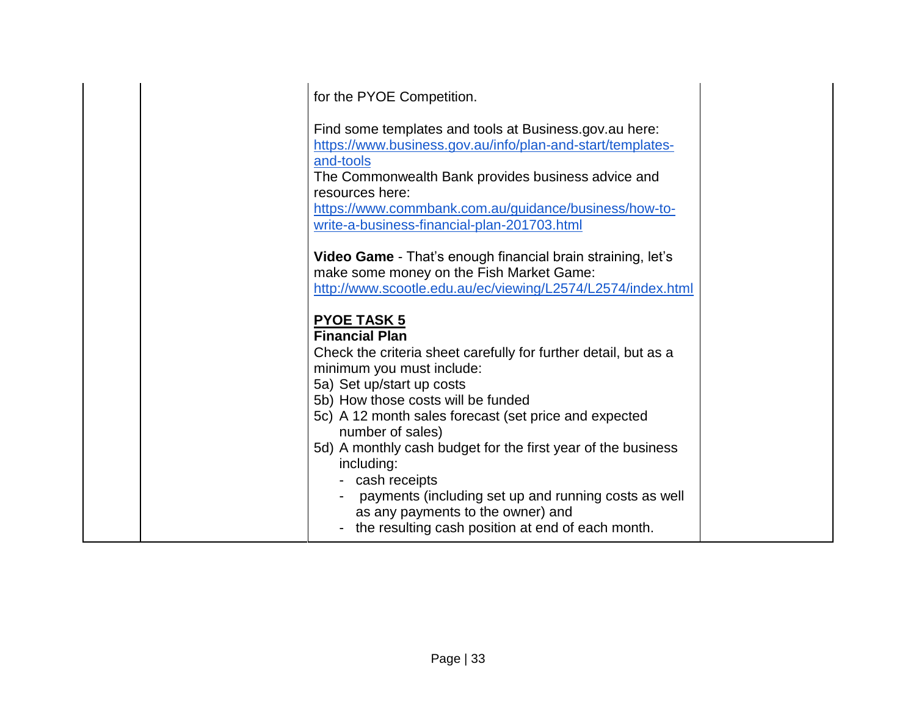| | | | |
|---|---|---|---|
| | | for the PYOE Competition.<br><br>Find some templates and tools at Business.gov.au here: [https://www.business.gov.au/info/plan-and-start/templates-and-tools](https://www.business.gov.au/info/plan-and-start/templates-and-tools)<br>The Commonwealth Bank provides business advice and resources here: [https://www.commbank.com.au/guidance/business/how-to-write-a-business-financial-plan-201703.html](https://www.commbank.com.au/guidance/business/how-to-write-a-business-financial-plan-201703.html)<br><br>**Video Game** - That's enough financial brain straining, let's make some money on the Fish Market Game: [http://www.scootle.edu.au/ec/viewing/L2574/L2574/index.html](http://www.scootle.edu.au/ec/viewing/L2574/L2574/index.html)<br><br>**<u>PYOE TASK 5</u>**<br>**Financial Plan**<br>Check the criteria sheet carefully for further detail, but as a minimum you must include:<br>5a) Set up/start up costs<br>5b) How those costs will be funded<br>5c) A 12 month sales forecast (set price and expected number of sales)<br>5d) A monthly cash budget for the first year of the business including:<br>- cash receipts<br>- payments (including set up and running costs as well as any payments to the owner) and<br>- the resulting cash position at end of each month. | |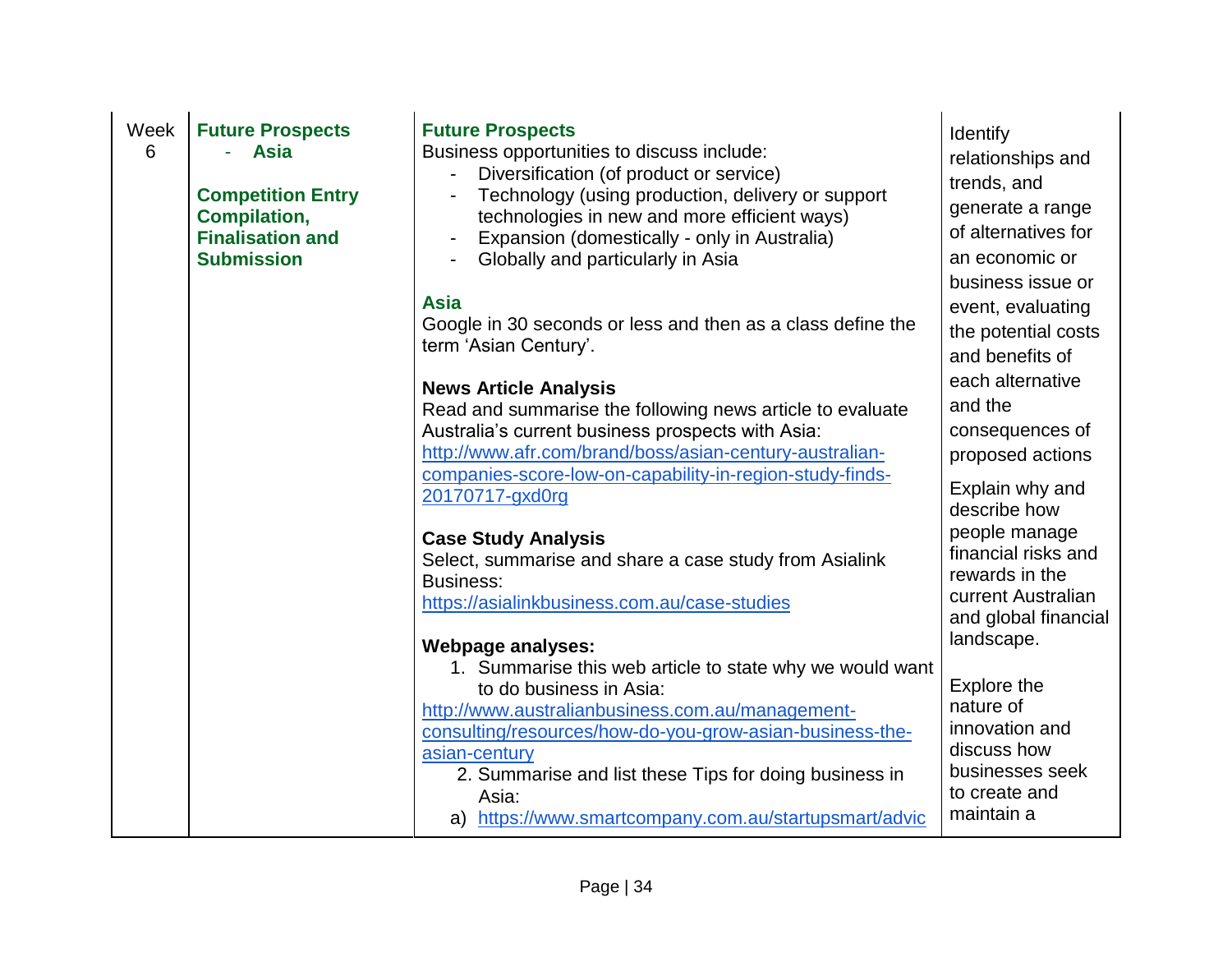| | | | |
|---|---|---|---|
| Week 6 | **Future Prospects**<br>- **Asia**<br><br>**Competition Entry Compilation, Finalisation and Submission** | **Future Prospects**<br>Business opportunities to discuss include:<br>- Diversification (of product or service)<br>- Technology (using production, delivery or support technologies in new and more efficient ways)<br>- Expansion (domestically - only in Australia)<br>- Globally and particularly in Asia<br><br>**Asia**<br>Google in 30 seconds or less and then as a class define the term 'Asian Century'.<br><br>**News Article Analysis**<br>Read and summarise the following news article to evaluate Australia's current business prospects with Asia:<br>http://www.afr.com/brand/boss/asian-century-australian-companies-score-low-on-capability-in-region-study-finds-20170717-gxd0rg<br><br>**Case Study Analysis**<br>Select, summarise and share a case study from Asialink Business:<br>https://asialinkbusiness.com.au/case-studies<br><br>**Webpage analyses:**<br>1. Summarise this web article to state why we would want to do business in Asia:<br>http://www.australianbusiness.com.au/management-consulting/resources/how-do-you-grow-asian-business-the-asian-century<br>2. Summarise and list these Tips for doing business in Asia:<br>a) https://www.smartcompany.com.au/startupsmart/advic | Identify relationships and trends, and generate a range of alternatives for an economic or business issue or event, evaluating the potential costs and benefits of each alternative and the consequences of proposed actions<br><br>Explain why and describe how people manage financial risks and rewards in the current Australian and global financial landscape.<br><br>Explore the nature of innovation and discuss how businesses seek to create and maintain a |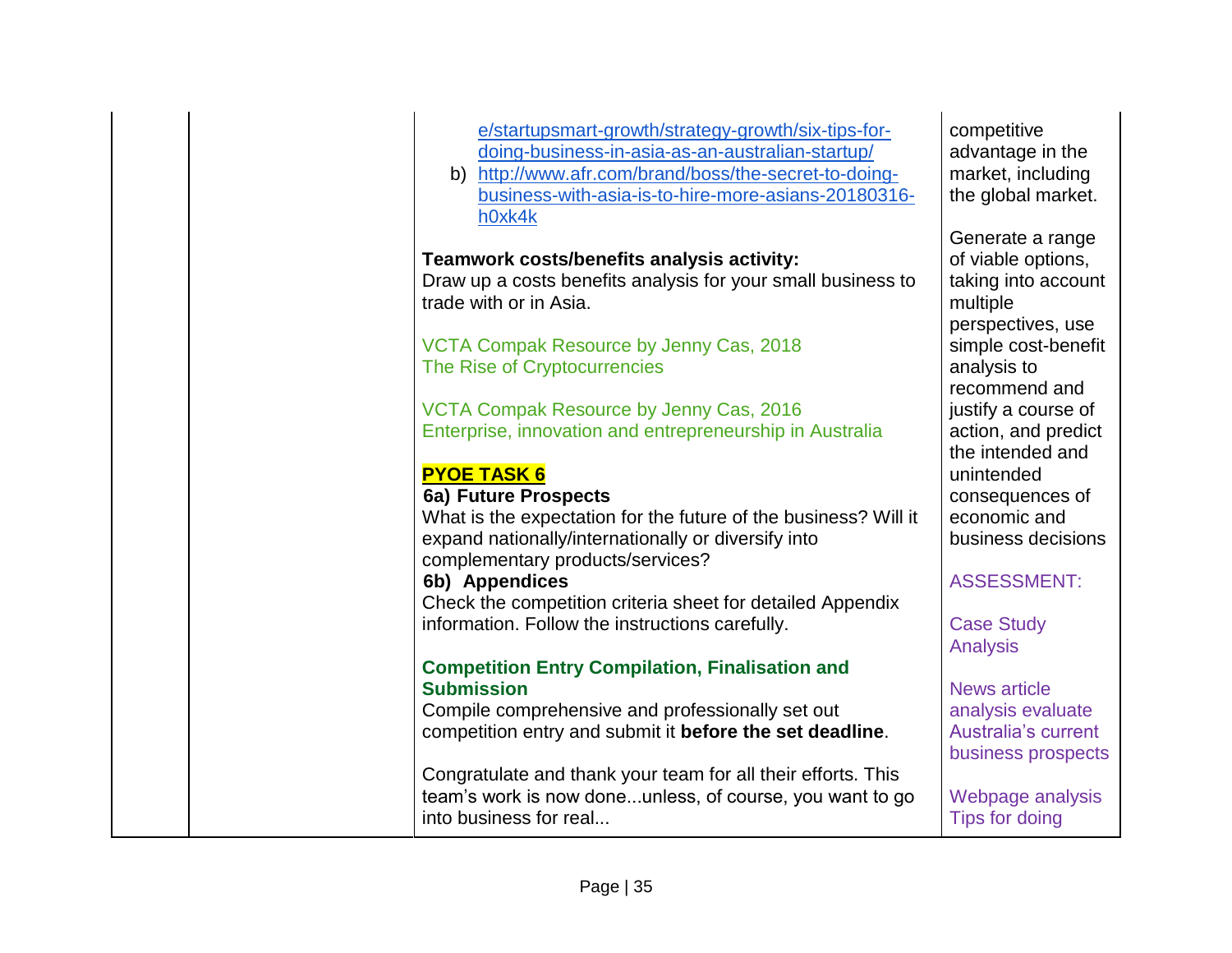| | | | |
|---|---|---|---|
| | | e/startupsmart-growth/strategy-growth/six-tips-for-doing-business-in-asia-as-an-australian-startup/<br>b) http://www.afr.com/brand/boss/the-secret-to-doing-business-with-asia-is-to-hire-more-asians-20180316-h0xk4k<br><br>**Teamwork costs/benefits analysis activity:**<br>Draw up a costs benefits analysis for your small business to trade with or in Asia.<br><br>VCTA Compak Resource by Jenny Cas, 2018<br>The Rise of Cryptocurrencies<br><br>VCTA Compak Resource by Jenny Cas, 2016<br>Enterprise, innovation and entrepreneurship in Australia<br><br>**PYOE TASK 6**<br>**6a) Future Prospects**<br>What is the expectation for the future of the business? Will it expand nationally/internationally or diversify into complementary products/services?<br>**6b) Appendices**<br>Check the competition criteria sheet for detailed Appendix information. Follow the instructions carefully.<br><br>**Competition Entry Compilation, Finalisation and Submission**<br>Compile comprehensive and professionally set out competition entry and submit it **before the set deadline**.<br><br>Congratulate and thank your team for all their efforts. This team's work is now done...unless, of course, you want to go into business for real... | competitive advantage in the market, including the global market.<br><br>Generate a range of viable options, taking into account multiple perspectives, use simple cost-benefit analysis to recommend and justify a course of action, and predict the intended and unintended consequences of economic and business decisions<br><br>ASSESSMENT:<br><br>Case Study Analysis<br><br>News article analysis evaluate Australia's current business prospects<br><br>Webpage analysis Tips for doing |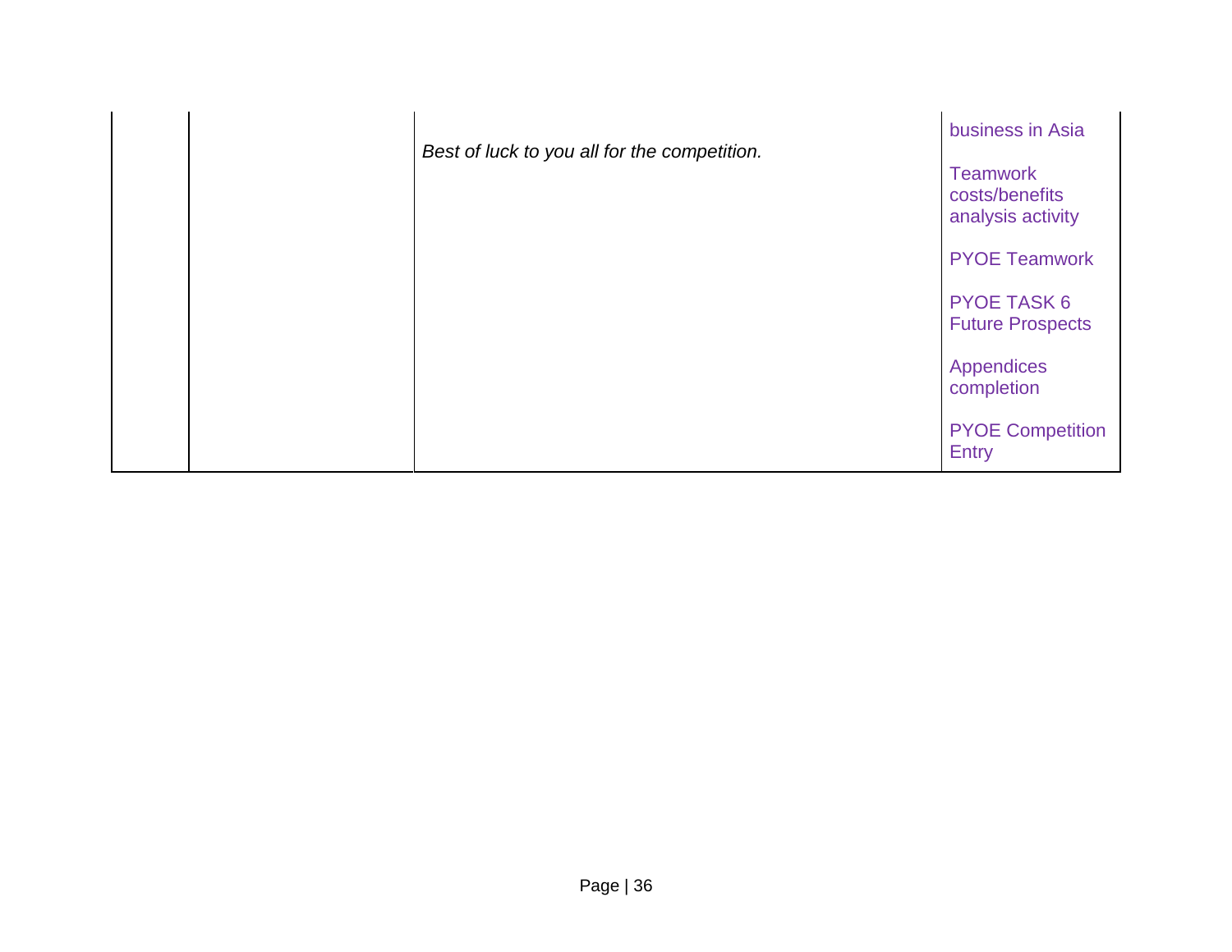| | | | |
|---|---|---|---|
| | | *Best of luck to you all for the competition.* | business in Asia<br><br>Teamwork costs/benefits analysis activity<br><br>PYOE Teamwork<br><br>PYOE TASK 6 Future Prospects<br><br>Appendices completion<br><br>PYOE Competition Entry |